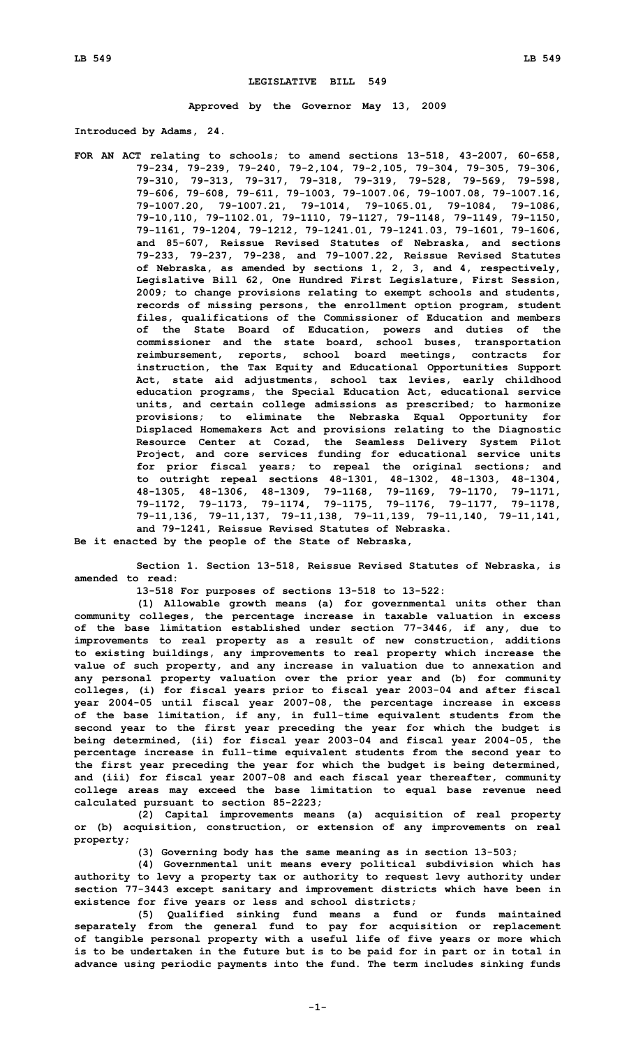# LEGISLATIVE BILL 549

**Approved by the Governor May 13, 2009**

**Introduced by Adams, 24.**

**FOR AN ACT relating to schools; to amend sections 13-518, 43-2007, 60-658, 79-234, 79-239, 79-240, 79-2,104, 79-2,105, 79-304, 79-305, 79-306, 79-310, 79-313, 79-317, 79-318, 79-319, 79-528, 79-569, 79-598, 79-606, 79-608, 79-611, 79-1003, 79-1007.06, 79-1007.08, 79-1007.16, 79-1007.20, 79-1007.21, 79-1014, 79-1065.01, 79-1084, 79-1086, 79-10,110, 79-1102.01, 79-1110, 79-1127, 79-1148, 79-1149, 79-1150, 79-1161, 79-1204, 79-1212, 79-1241.01, 79-1241.03, 79-1601, 79-1606, and 85-607, Reissue Revised Statutes of Nebraska, and sections 79-233, 79-237, 79-238, and 79-1007.22, Reissue Revised Statutes of Nebraska, as amended by sections 1, 2, 3, and 4, respectively, Legislative Bill 62, One Hundred First Legislature, First Session, 2009; to change provisions relating to exempt schools and students, records of missing persons, the enrollment option program, student files, qualifications of the Commissioner of Education and members of the State Board of Education, powers and duties of the commissioner and the state board, school buses, transportation reimbursement, reports, school board meetings, contracts for instruction, the Tax Equity and Educational Opportunities Support Act, state aid adjustments, school tax levies, early childhood education programs, the Special Education Act, educational service units, and certain college admissions as prescribed; to harmonize provisions; to eliminate the Nebraska Equal Opportunity for Displaced Homemakers Act and provisions relating to the Diagnostic Resource Center at Cozad, the Seamless Delivery System Pilot Project, and core services funding for educational service units for prior fiscal years; to repeal the original sections; and to outright repeal sections 48-1301, 48-1302, 48-1303, 48-1304, 48-1305, 48-1306, 48-1309, 79-1168, 79-1169, 79-1170, 79-1171, 79-1172, 79-1173, 79-1174, 79-1175, 79-1176, 79-1177, 79-1178, 79-11,136, 79-11,137, 79-11,138, 79-11,139, 79-11,140, 79-11,141, and 79-1241, Reissue Revised Statutes of Nebraska.**

**Be it enacted by the people of the State of Nebraska,**

**Section 1. Section 13-518, Reissue Revised Statutes of Nebraska, is amended to read:**

**13-518 For purposes of sections 13-518 to 13-522:**

**(1) Allowable growth means (a) for governmental units other than community colleges, the percentage increase in taxable valuation in excess of the base limitation established under section 77-3446, if any, due to improvements to real property as a result of new construction, additions to existing buildings, any improvements to real property which increase the value of such property, and any increase in valuation due to annexation and any personal property valuation over the prior year and (b) for community colleges, (i) for fiscal years prior to fiscal year 2003-04 and after fiscal year 2004-05 until fiscal year 2007-08, the percentage increase in excess of the base limitation, if any, in full-time equivalent students from the second year to the first year preceding the year for which the budget is being determined, (ii) for fiscal year 2003-04 and fiscal year 2004-05, the percentage increase in full-time equivalent students from the second year to the first year preceding the year for which the budget is being determined, and (iii) for fiscal year 2007-08 and each fiscal year thereafter, community college areas may exceed the base limitation to equal base revenue need calculated pursuant to section 85-2223;**

**(2) Capital improvements means (a) acquisition of real property or (b) acquisition, construction, or extension of any improvements on real property;**

**(3) Governing body has the same meaning as in section 13-503;**

**(4) Governmental unit means every political subdivision which has authority to levy a property tax or authority to request levy authority under section 77-3443 except sanitary and improvement districts which have been in existence for five years or less and school districts;**

**(5) Qualified sinking fund means a fund or funds maintained separately from the general fund to pay for acquisition or replacement of tangible personal property with a useful life of five years or more which is to be undertaken in the future but is to be paid for in part or in total in advance using periodic payments into the fund. The term includes sinking funds**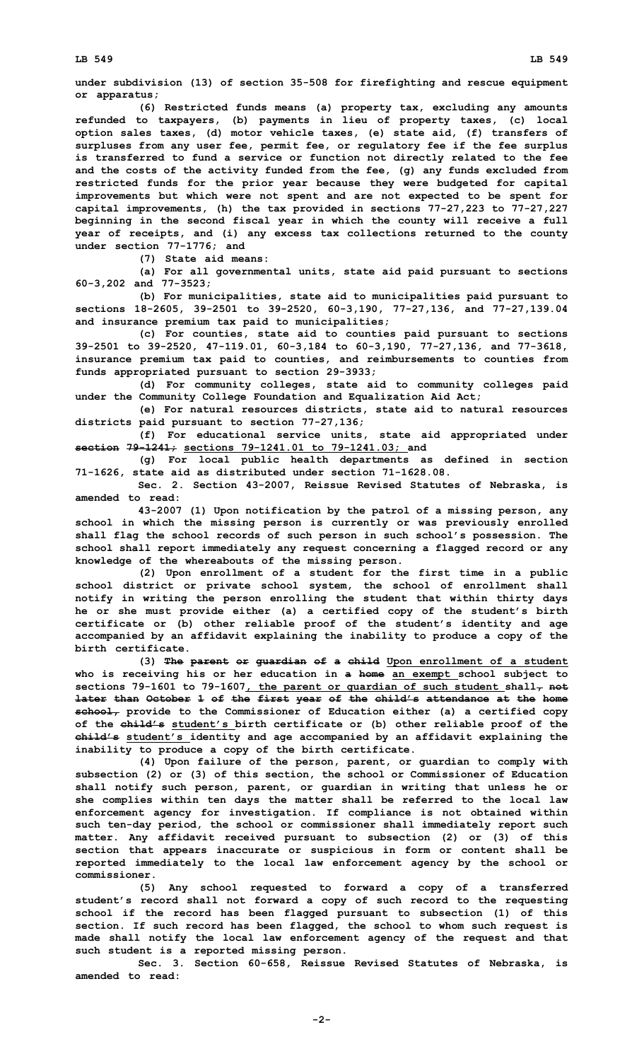under subdivision (13) of section 35-508 for firefighting and rescue equipment or apparatus;

(6) Restricted funds means (a) property tax, excluding any amounts refunded to taxpayers, (b) payments in lieu of property taxes, (c) local option sales taxes, (d) motor vehicle taxes, (e) state aid, (f) transfers of surpluses from any user fee, permit fee, or regulatory fee if the fee surplus is transferred to fund a service or function not directly related to the fee and the costs of the activity funded from the fee, (g) any funds excluded from restricted funds for the prior year because they were budgeted for capital improvements but which were not spent and are not expected to be spent for capital improvements, (h) the tax provided in sections 77-27,223 to 77-27,227 beginning in the second fiscal year in which the county will receive a full year of receipts, and (i) any excess tax collections returned to the county under section 77-1776; and

(7) State aid means:

(a) For all governmental units, state aid paid pursuant to sections 60-3,202 and 77-3523;

(b) For municipalities, state aid to municipalities paid pursuant to sections 18-2605, 39-2501 to 39-2520, 60-3,190, 77-27,136, and 77-27,139.04 and insurance premium tax paid to municipalities;

(c) For counties, state aid to counties paid pursuant to sections 39-2501 to 39-2520, 47-119.01, 60-3,184 to 60-3,190, 77-27,136, and 77-3618, insurance premium tax paid to counties, and reimbursements to counties from funds appropriated pursuant to section 29-3933;

(d) For community colleges, state aid to community colleges paid under the Community College Foundation and Equalization Aid Act;

(e) For natural resources districts, state aid to natural resources districts paid pursuant to section 77-27,136;

(f) For educational service units, state aid appropriated under ~~section 79-1241;~~ sections 79-1241.01 to 79-1241.03; and

(g) For local public health departments as defined in section 71-1626, state aid as distributed under section 71-1628.08.

Sec. 2. Section 43-2007, Reissue Revised Statutes of Nebraska, is amended to read:

43-2007 (1) Upon notification by the patrol of a missing person, any school in which the missing person is currently or was previously enrolled shall flag the school records of such person in such school's possession. The school shall report immediately any request concerning a flagged record or any knowledge of the whereabouts of the missing person.

(2) Upon enrollment of a student for the first time in a public school district or private school system, the school of enrollment shall notify in writing the person enrolling the student that within thirty days he or she must provide either (a) a certified copy of the student's birth certificate or (b) other reliable proof of the student's identity and age accompanied by an affidavit explaining the inability to produce a copy of the birth certificate.

(3) ~~The parent or guardian of a child~~ Upon enrollment of a student who is receiving his or her education in ~~a home~~ an exempt school subject to sections 79-1601 to 79-1607, the parent or guardian of such student shall~~, not later than October 1 of the first year of the child's attendance at the home school,~~ provide to the Commissioner of Education either (a) a certified copy of the ~~child's~~ student's birth certificate or (b) other reliable proof of the ~~child's~~ student's identity and age accompanied by an affidavit explaining the inability to produce a copy of the birth certificate.

(4) Upon failure of the person, parent, or guardian to comply with subsection (2) or (3) of this section, the school or Commissioner of Education shall notify such person, parent, or guardian in writing that unless he or she complies within ten days the matter shall be referred to the local law enforcement agency for investigation. If compliance is not obtained within such ten-day period, the school or commissioner shall immediately report such matter. Any affidavit received pursuant to subsection (2) or (3) of this section that appears inaccurate or suspicious in form or content shall be reported immediately to the local law enforcement agency by the school or commissioner.

(5) Any school requested to forward a copy of a transferred student's record shall not forward a copy of such record to the requesting school if the record has been flagged pursuant to subsection (1) of this section. If such record has been flagged, the school to whom such request is made shall notify the local law enforcement agency of the request and that such student is a reported missing person.

Sec. 3. Section 60-658, Reissue Revised Statutes of Nebraska, is amended to read: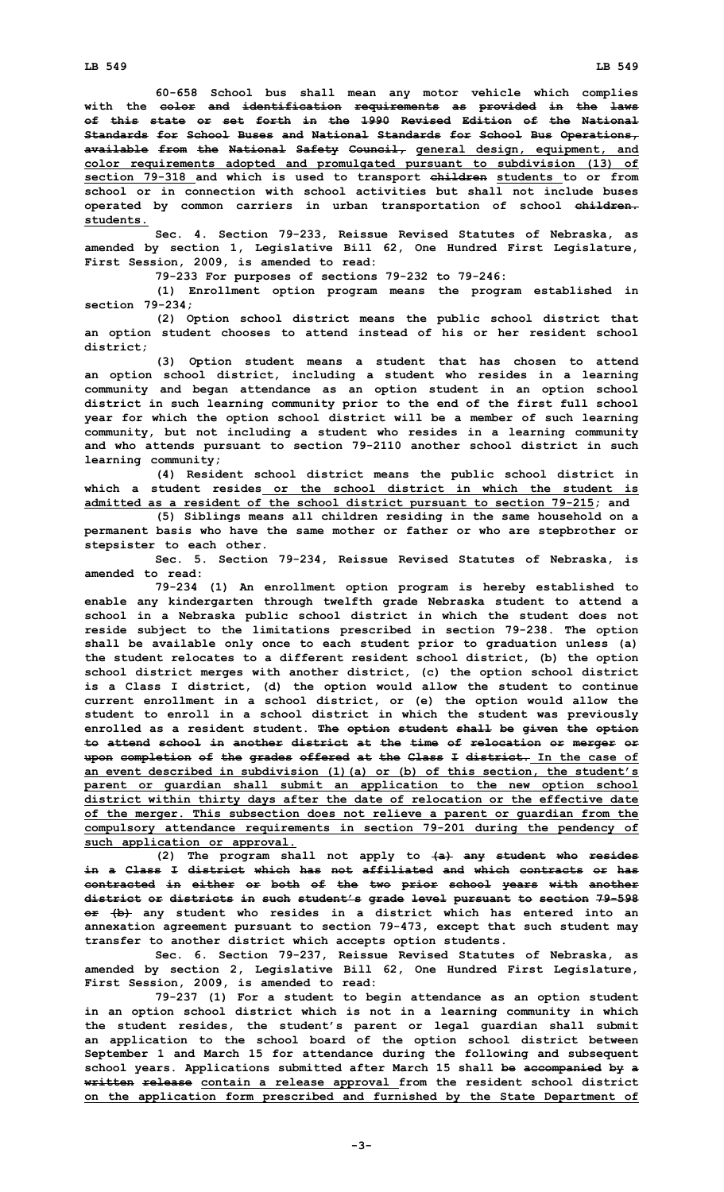60-658 School bus shall mean any motor vehicle which complies with the ~~color and identification requirements as provided in the laws of this state or set forth in the 1990 Revised Edition of the National Standards for School Buses and National Standards for School Bus Operations, available from the National Safety Council,~~ <u>general design, equipment, and color requirements adopted and promulgated pursuant to subdivision (13) of section 79-318</u> and which is used to transport ~~children~~ <u>students</u> to or from school or in connection with school activities but shall not include buses operated by common carriers in urban transportation of school ~~children.~~ <u>students.</u>

Sec. 4. Section 79-233, Reissue Revised Statutes of Nebraska, as amended by section 1, Legislative Bill 62, One Hundred First Legislature, First Session, 2009, is amended to read:

79-233 For purposes of sections 79-232 to 79-246:

(1) Enrollment option program means the program established in section 79-234;

(2) Option school district means the public school district that an option student chooses to attend instead of his or her resident school district;

(3) Option student means a student that has chosen to attend an option school district, including a student who resides in a learning community and began attendance as an option student in an option school district in such learning community prior to the end of the first full school year for which the option school district will be a member of such learning community, but not including a student who resides in a learning community and who attends pursuant to section 79-2110 another school district in such learning community;

(4) Resident school district means the public school district in which a student resides <u>or the school district in which the student is admitted as a resident of the school district pursuant to section 79-215</u>; and

(5) Siblings means all children residing in the same household on a permanent basis who have the same mother or father or who are stepbrother or stepsister to each other.

Sec. 5. Section 79-234, Reissue Revised Statutes of Nebraska, is amended to read:

79-234 (1) An enrollment option program is hereby established to enable any kindergarten through twelfth grade Nebraska student to attend a school in a Nebraska public school district in which the student does not reside subject to the limitations prescribed in section 79-238. The option shall be available only once to each student prior to graduation unless (a) the student relocates to a different resident school district, (b) the option school district merges with another district, (c) the option school district is a Class I district, (d) the option would allow the student to continue current enrollment in a school district, or (e) the option would allow the student to enroll in a school district in which the student was previously enrolled as a resident student. ~~The option student shall be given the option to attend school in another district at the time of relocation or merger or upon completion of the grades offered at the Class I district.~~ <u>In the case of an event described in subdivision (1)(a) or (b) of this section, the student's parent or guardian shall submit an application to the new option school district within thirty days after the date of relocation or the effective date of the merger. This subsection does not relieve a parent or guardian from the compulsory attendance requirements in section 79-201 during the pendency of such application or approval.</u>

(2) The program shall not apply to ~~(a) any student who resides in a Class I district which has not affiliated and which contracts or has contracted in either or both of the two prior school years with another district or districts in such student's grade level pursuant to section 79-598 or (b)~~ any student who resides in a district which has entered into an annexation agreement pursuant to section 79-473, except that such student may transfer to another district which accepts option students.

Sec. 6. Section 79-237, Reissue Revised Statutes of Nebraska, as amended by section 2, Legislative Bill 62, One Hundred First Legislature, First Session, 2009, is amended to read:

79-237 (1) For a student to begin attendance as an option student in an option school district which is not in a learning community in which the student resides, the student's parent or legal guardian shall submit an application to the school board of the option school district between September 1 and March 15 for attendance during the following and subsequent school years. Applications submitted after March 15 shall ~~be accompanied by a written release~~ <u>contain a release approval</u> from the resident school district <u>on the application form prescribed and furnished by the State Department of</u>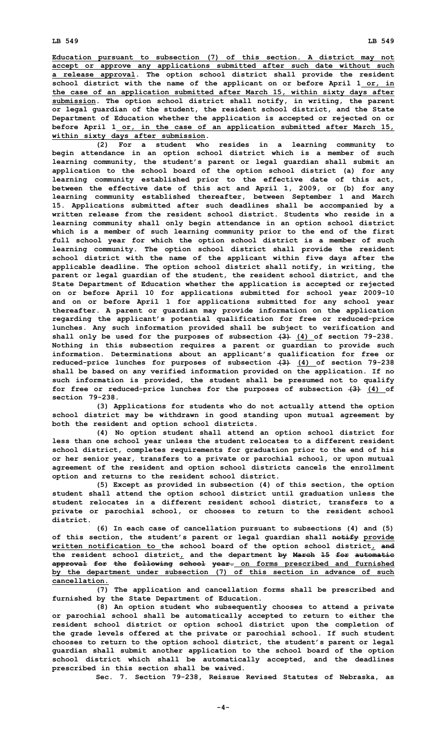Education pursuant to subsection (7) of this section. A district may not accept or approve any applications submitted after such date without such a release approval. The option school district shall provide the resident school district with the name of the applicant on or before April 1 or, in the case of an application submitted after March 15, within sixty days after submission. The option school district shall notify, in writing, the parent or legal guardian of the student, the resident school district, and the State Department of Education whether the application is accepted or rejected on or before April 1 or, in the case of an application submitted after March 15, within sixty days after submission.

(2) For a student who resides in a learning community to begin attendance in an option school district which is a member of such learning community, the student's parent or legal guardian shall submit an application to the school board of the option school district (a) for any learning community established prior to the effective date of this act, between the effective date of this act and April 1, 2009, or (b) for any learning community established thereafter, between September 1 and March 15. Applications submitted after such deadlines shall be accompanied by a written release from the resident school district. Students who reside in a learning community shall only begin attendance in an option school district which is a member of such learning community prior to the end of the first full school year for which the option school district is a member of such learning community. The option school district shall provide the resident school district with the name of the applicant within five days after the applicable deadline. The option school district shall notify, in writing, the parent or legal guardian of the student, the resident school district, and the State Department of Education whether the application is accepted or rejected on or before April 10 for applications submitted for school year 2009-10 and on or before April 1 for applications submitted for any school year thereafter. A parent or guardian may provide information on the application regarding the applicant's potential qualification for free or reduced-price lunches. Any such information provided shall be subject to verification and shall only be used for the purposes of subsection ~~(3)~~ (4) of section 79-238. Nothing in this subsection requires a parent or guardian to provide such information. Determinations about an applicant's qualification for free or reduced-price lunches for purposes of subsection ~~(3)~~ (4) of section 79-238 shall be based on any verified information provided on the application. If no such information is provided, the student shall be presumed not to qualify for free or reduced-price lunches for the purposes of subsection ~~(3)~~ (4) of section 79-238.

(3) Applications for students who do not actually attend the option school district may be withdrawn in good standing upon mutual agreement by both the resident and option school districts.

(4) No option student shall attend an option school district for less than one school year unless the student relocates to a different resident school district, completes requirements for graduation prior to the end of his or her senior year, transfers to a private or parochial school, or upon mutual agreement of the resident and option school districts cancels the enrollment option and returns to the resident school district.

(5) Except as provided in subsection (4) of this section, the option student shall attend the option school district until graduation unless the student relocates in a different resident school district, transfers to a private or parochial school, or chooses to return to the resident school district.

(6) In each case of cancellation pursuant to subsections (4) and (5) of this section, the student's parent or legal guardian shall ~~notify~~ provide written notification to the school board of the option school district, ~~and~~ the resident school district, and the department ~~by March 15 for automatic approval for the following school year.~~ on forms prescribed and furnished by the department under subsection (7) of this section in advance of such cancellation.

(7) The application and cancellation forms shall be prescribed and furnished by the State Department of Education.

(8) An option student who subsequently chooses to attend a private or parochial school shall be automatically accepted to return to either the resident school district or option school district upon the completion of the grade levels offered at the private or parochial school. If such student chooses to return to the option school district, the student's parent or legal guardian shall submit another application to the school board of the option school district which shall be automatically accepted, and the deadlines prescribed in this section shall be waived.

Sec. 7. Section 79-238, Reissue Revised Statutes of Nebraska, as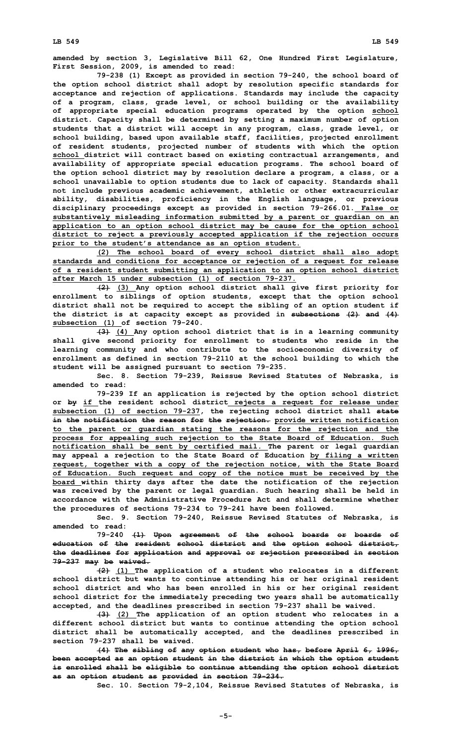**amended by section 3, Legislative Bill 62, One Hundred First Legislature, First Session, 2009, is amended to read:**

**79-238 (1) Except as provided in section 79-240, the school board of the option school district shall adopt by resolution specific standards for acceptance and rejection of applications. Standards may include the capacity of a program, class, grade level, or school building or the availability of appropriate special education programs operated by the option school district. Capacity shall be determined by setting a maximum number of option students that a district will accept in any program, class, grade level, or school building, based upon available staff, facilities, projected enrollment of resident students, projected number of students with which the option school district will contract based on existing contractual arrangements, and availability of appropriate special education programs. The school board of the option school district may by resolution declare a program, a class, or a school unavailable to option students due to lack of capacity. Standards shall not include previous academic achievement, athletic or other extracurricular ability, disabilities, proficiency in the English language, or previous disciplinary proceedings except as provided in section 79-266.01. False or substantively misleading information submitted by a parent or guardian on an application to an option school district may be cause for the option school district to reject a previously accepted application if the rejection occurs prior to the student's attendance as an option student.**

**(2) The school board of every school district shall also adopt standards and conditions for acceptance or rejection of a request for release of a resident student submitting an application to an option school district after March 15 under subsection (1) of section 79-237.**

**~~(2)~~ (3) Any option school district shall give first priority for enrollment to siblings of option students, except that the option school district shall not be required to accept the sibling of an option student if the district is at capacity except as provided in ~~subsections (2) and (4)~~ subsection (1) of section 79-240.**

**~~(3)~~ (4) Any option school district that is in a learning community shall give second priority for enrollment to students who reside in the learning community and who contribute to the socioeconomic diversity of enrollment as defined in section 79-2110 at the school building to which the student will be assigned pursuant to section 79-235.**

**Sec. 8. Section 79-239, Reissue Revised Statutes of Nebraska, is amended to read:**

**79-239 If an application is rejected by the option school district or ~~by~~ if the resident school district rejects a request for release under subsection (1) of section 79-237, the rejecting school district shall ~~state in the notification the reason for the rejection.~~ provide written notification to the parent or guardian stating the reasons for the rejection and the process for appealing such rejection to the State Board of Education. Such notification shall be sent by certified mail. The parent or legal guardian may appeal a rejection to the State Board of Education by filing a written request, together with a copy of the rejection notice, with the State Board of Education. Such request and copy of the notice must be received by the board within thirty days after the date the notification of the rejection was received by the parent or legal guardian. Such hearing shall be held in accordance with the Administrative Procedure Act and shall determine whether the procedures of sections 79-234 to 79-241 have been followed.**

**Sec. 9. Section 79-240, Reissue Revised Statutes of Nebraska, is amended to read:**

**79-240 ~~(1) Upon agreement of the school boards or boards of education of the resident school district and the option school district, the deadlines for application and approval or rejection prescribed in section 79-237 may be waived.~~**

**~~(2)~~ (1) The application of a student who relocates in a different school district but wants to continue attending his or her original resident school district and who has been enrolled in his or her original resident school district for the immediately preceding two years shall be automatically accepted, and the deadlines prescribed in section 79-237 shall be waived.**

**~~(3)~~ (2) The application of an option student who relocates in a different school district but wants to continue attending the option school district shall be automatically accepted, and the deadlines prescribed in section 79-237 shall be waived.**

**~~(4) The sibling of any option student who has, before April 6, 1996, been accepted as an option student in the district in which the option student is enrolled shall be eligible to continue attending the option school district as an option student as provided in section 79-234.~~**

**Sec. 10. Section 79-2,104, Reissue Revised Statutes of Nebraska, is**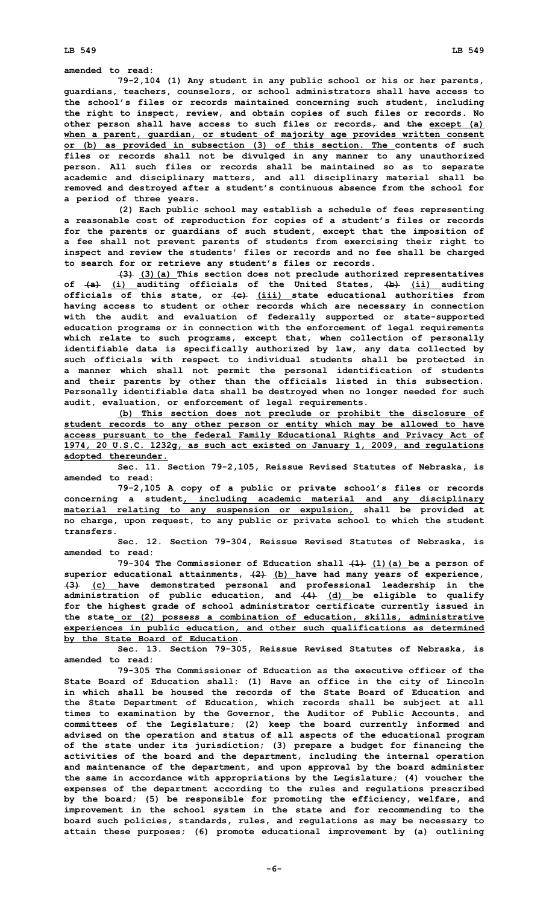amended to read:

79-2,104 (1) Any student in any public school or his or her parents, guardians, teachers, counselors, or school administrators shall have access to the school's files or records maintained concerning such student, including the right to inspect, review, and obtain copies of such files or records. No other person shall have access to such files or records, ~~and the~~ except (a) when a parent, guardian, or student of majority age provides written consent or (b) as provided in subsection (3) of this section. The contents of such files or records shall not be divulged in any manner to any unauthorized person. All such files or records shall be maintained so as to separate academic and disciplinary matters, and all disciplinary material shall be removed and destroyed after a student's continuous absence from the school for a period of three years.

(2) Each public school may establish a schedule of fees representing a reasonable cost of reproduction for copies of a student's files or records for the parents or guardians of such student, except that the imposition of a fee shall not prevent parents of students from exercising their right to inspect and review the students' files or records and no fee shall be charged to search for or retrieve any student's files or records.

~~(3)~~ (3)(a) This section does not preclude authorized representatives of ~~(a)~~ (i) auditing officials of the United States, ~~(b)~~ (ii) auditing officials of this state, or ~~(c)~~ (iii) state educational authorities from having access to student or other records which are necessary in connection with the audit and evaluation of federally supported or state-supported education programs or in connection with the enforcement of legal requirements which relate to such programs, except that, when collection of personally identifiable data is specifically authorized by law, any data collected by such officials with respect to individual students shall be protected in a manner which shall not permit the personal identification of students and their parents by other than the officials listed in this subsection. Personally identifiable data shall be destroyed when no longer needed for such audit, evaluation, or enforcement of legal requirements.

(b) This section does not preclude or prohibit the disclosure of student records to any other person or entity which may be allowed to have access pursuant to the federal Family Educational Rights and Privacy Act of 1974, 20 U.S.C. 1232g, as such act existed on January 1, 2009, and regulations adopted thereunder.

Sec. 11. Section 79-2,105, Reissue Revised Statutes of Nebraska, is amended to read:

79-2,105 A copy of a public or private school's files or records concerning a student, including academic material and any disciplinary material relating to any suspension or expulsion, shall be provided at no charge, upon request, to any public or private school to which the student transfers.

Sec. 12. Section 79-304, Reissue Revised Statutes of Nebraska, is amended to read:

79-304 The Commissioner of Education shall ~~(1)~~ (1)(a) be a person of superior educational attainments, ~~(2)~~ (b) have had many years of experience, ~~(3)~~ (c) have demonstrated personal and professional leadership in the administration of public education, and ~~(4)~~ (d) be eligible to qualify for the highest grade of school administrator certificate currently issued in the state or (2) possess a combination of education, skills, administrative experiences in public education, and other such qualifications as determined by the State Board of Education.

Sec. 13. Section 79-305, Reissue Revised Statutes of Nebraska, is amended to read:

79-305 The Commissioner of Education as the executive officer of the State Board of Education shall: (1) Have an office in the city of Lincoln in which shall be housed the records of the State Board of Education and the State Department of Education, which records shall be subject at all times to examination by the Governor, the Auditor of Public Accounts, and committees of the Legislature; (2) keep the board currently informed and advised on the operation and status of all aspects of the educational program of the state under its jurisdiction; (3) prepare a budget for financing the activities of the board and the department, including the internal operation and maintenance of the department, and upon approval by the board administer the same in accordance with appropriations by the Legislature; (4) voucher the expenses of the department according to the rules and regulations prescribed by the board; (5) be responsible for promoting the efficiency, welfare, and improvement in the school system in the state and for recommending to the board such policies, standards, rules, and regulations as may be necessary to attain these purposes; (6) promote educational improvement by (a) outlining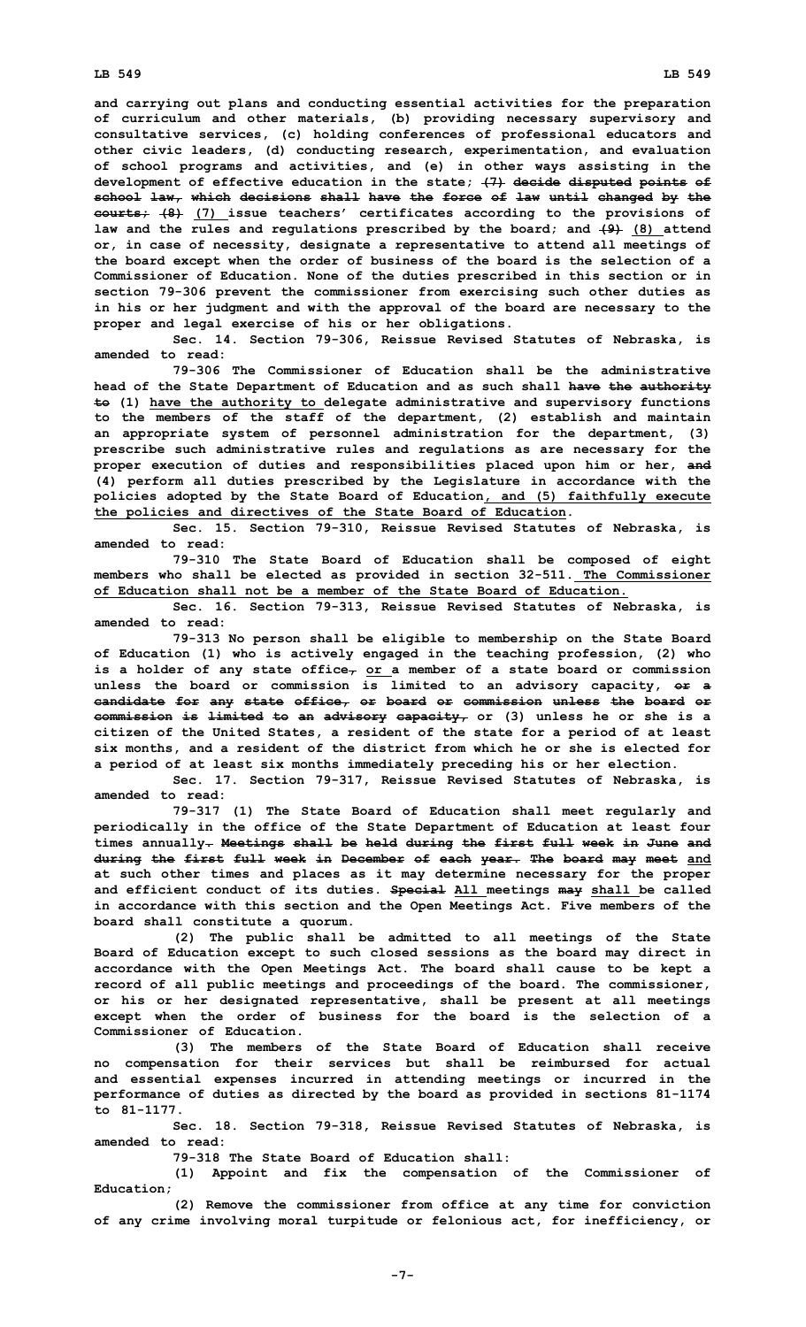**and carrying out plans and conducting essential activities for the preparation of curriculum and other materials, (b) providing necessary supervisory and consultative services, (c) holding conferences of professional educators and other civic leaders, (d) conducting research, experimentation, and evaluation of school programs and activities, and (e) in other ways assisting in the development of effective education in the state; ~~(7) decide disputed points of school law, which decisions shall have the force of law until changed by the courts;~~ ~~(8)~~ <u>(7)</u> issue teachers' certificates according to the provisions of law and the rules and regulations prescribed by the board; and ~~(9)~~ <u>(8)</u> attend or, in case of necessity, designate a representative to attend all meetings of the board except when the order of business of the board is the selection of a Commissioner of Education. None of the duties prescribed in this section or in section 79-306 prevent the commissioner from exercising such other duties as in his or her judgment and with the approval of the board are necessary to the proper and legal exercise of his or her obligations.**

**Sec. 14. Section 79-306, Reissue Revised Statutes of Nebraska, is amended to read:**

**79-306 The Commissioner of Education shall be the administrative head of the State Department of Education and as such shall ~~have the authority to~~ (1) <u>have the authority to</u> delegate administrative and supervisory functions to the members of the staff of the department, (2) establish and maintain an appropriate system of personnel administration for the department, (3) prescribe such administrative rules and regulations as are necessary for the proper execution of duties and responsibilities placed upon him or her, ~~and~~ (4) perform all duties prescribed by the Legislature in accordance with the policies adopted by the State Board of Education<u>, and (5) faithfully execute the policies and directives of the State Board of Education</u>.**

**Sec. 15. Section 79-310, Reissue Revised Statutes of Nebraska, is amended to read:**

**79-310 The State Board of Education shall be composed of eight members who shall be elected as provided in section 32-511.<u> The Commissioner of Education shall not be a member of the State Board of Education.</u>**

**Sec. 16. Section 79-313, Reissue Revised Statutes of Nebraska, is amended to read:**

**79-313 No person shall be eligible to membership on the State Board of Education (1) who is actively engaged in the teaching profession, (2) who is a holder of any state office~~,~~ <u>or</u> a member of a state board or commission unless the board or commission is limited to an advisory capacity, ~~or a candidate for any state office, or board or commission unless the board or commission is limited to an advisory capacity,~~ or (3) unless he or she is a citizen of the United States, a resident of the state for a period of at least six months, and a resident of the district from which he or she is elected for a period of at least six months immediately preceding his or her election.**

**Sec. 17. Section 79-317, Reissue Revised Statutes of Nebraska, is amended to read:**

**79-317 (1) The State Board of Education shall meet regularly and periodically in the office of the State Department of Education at least four times annually~~. Meetings shall be held during the first full week in June and during the first full week in December of each year. The board may meet~~ <u>and</u> at such other times and places as it may determine necessary for the proper and efficient conduct of its duties. ~~Special~~ <u>All</u> meetings ~~may~~ <u>shall</u> be called in accordance with this section and the Open Meetings Act. Five members of the board shall constitute a quorum.**

**(2) The public shall be admitted to all meetings of the State Board of Education except to such closed sessions as the board may direct in accordance with the Open Meetings Act. The board shall cause to be kept a record of all public meetings and proceedings of the board. The commissioner, or his or her designated representative, shall be present at all meetings except when the order of business for the board is the selection of a Commissioner of Education.**

**(3) The members of the State Board of Education shall receive no compensation for their services but shall be reimbursed for actual and essential expenses incurred in attending meetings or incurred in the performance of duties as directed by the board as provided in sections 81-1174 to 81-1177.**

**Sec. 18. Section 79-318, Reissue Revised Statutes of Nebraska, is amended to read:**

**79-318 The State Board of Education shall:**

**(1) Appoint and fix the compensation of the Commissioner of Education;**

**(2) Remove the commissioner from office at any time for conviction of any crime involving moral turpitude or felonious act, for inefficiency, or**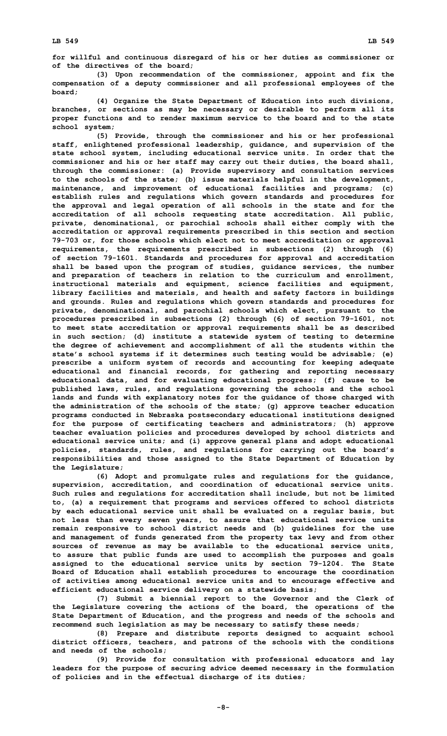for willful and continuous disregard of his or her duties as commissioner or of the directives of the board;

(3) Upon recommendation of the commissioner, appoint and fix the compensation of a deputy commissioner and all professional employees of the board;

(4) Organize the State Department of Education into such divisions, branches, or sections as may be necessary or desirable to perform all its proper functions and to render maximum service to the board and to the state school system;

(5) Provide, through the commissioner and his or her professional staff, enlightened professional leadership, guidance, and supervision of the state school system, including educational service units. In order that the commissioner and his or her staff may carry out their duties, the board shall, through the commissioner: (a) Provide supervisory and consultation services to the schools of the state; (b) issue materials helpful in the development, maintenance, and improvement of educational facilities and programs; (c) establish rules and regulations which govern standards and procedures for the approval and legal operation of all schools in the state and for the accreditation of all schools requesting state accreditation. All public, private, denominational, or parochial schools shall either comply with the accreditation or approval requirements prescribed in this section and section 79-703 or, for those schools which elect not to meet accreditation or approval requirements, the requirements prescribed in subsections (2) through (6) of section 79-1601. Standards and procedures for approval and accreditation shall be based upon the program of studies, guidance services, the number and preparation of teachers in relation to the curriculum and enrollment, instructional materials and equipment, science facilities and equipment, library facilities and materials, and health and safety factors in buildings and grounds. Rules and regulations which govern standards and procedures for private, denominational, and parochial schools which elect, pursuant to the procedures prescribed in subsections (2) through (6) of section 79-1601, not to meet state accreditation or approval requirements shall be as described in such section; (d) institute a statewide system of testing to determine the degree of achievement and accomplishment of all the students within the state's school systems if it determines such testing would be advisable; (e) prescribe a uniform system of records and accounting for keeping adequate educational and financial records, for gathering and reporting necessary educational data, and for evaluating educational progress; (f) cause to be published laws, rules, and regulations governing the schools and the school lands and funds with explanatory notes for the guidance of those charged with the administration of the schools of the state; (g) approve teacher education programs conducted in Nebraska postsecondary educational institutions designed for the purpose of certificating teachers and administrators; (h) approve teacher evaluation policies and procedures developed by school districts and educational service units; and (i) approve general plans and adopt educational policies, standards, rules, and regulations for carrying out the board's responsibilities and those assigned to the State Department of Education by the Legislature;

(6) Adopt and promulgate rules and regulations for the guidance, supervision, accreditation, and coordination of educational service units. Such rules and regulations for accreditation shall include, but not be limited to, (a) a requirement that programs and services offered to school districts by each educational service unit shall be evaluated on a regular basis, but not less than every seven years, to assure that educational service units remain responsive to school district needs and (b) guidelines for the use and management of funds generated from the property tax levy and from other sources of revenue as may be available to the educational service units, to assure that public funds are used to accomplish the purposes and goals assigned to the educational service units by section 79-1204. The State Board of Education shall establish procedures to encourage the coordination of activities among educational service units and to encourage effective and efficient educational service delivery on a statewide basis;

(7) Submit a biennial report to the Governor and the Clerk of the Legislature covering the actions of the board, the operations of the State Department of Education, and the progress and needs of the schools and recommend such legislation as may be necessary to satisfy these needs;

(8) Prepare and distribute reports designed to acquaint school district officers, teachers, and patrons of the schools with the conditions and needs of the schools;

(9) Provide for consultation with professional educators and lay leaders for the purpose of securing advice deemed necessary in the formulation of policies and in the effectual discharge of its duties;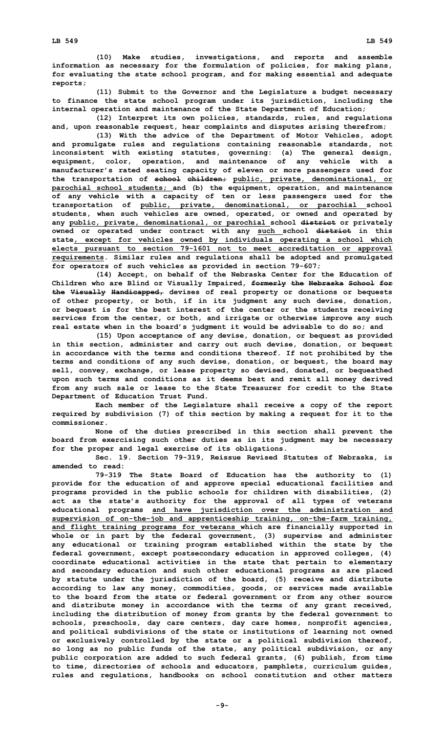(10) Make studies, investigations, and reports and assemble information as necessary for the formulation of policies, for making plans, for evaluating the state school program, and for making essential and adequate reports;

(11) Submit to the Governor and the Legislature a budget necessary to finance the state school program under its jurisdiction, including the internal operation and maintenance of the State Department of Education;

(12) Interpret its own policies, standards, rules, and regulations and, upon reasonable request, hear complaints and disputes arising therefrom;

(13) With the advice of the Department of Motor Vehicles, adopt and promulgate rules and regulations containing reasonable standards, not inconsistent with existing statutes, governing: (a) The general design, equipment, color, operation, and maintenance of any vehicle with a manufacturer's rated seating capacity of eleven or more passengers used for the transportation of ~~school children;~~ public, private, denominational, or parochial school students; and (b) the equipment, operation, and maintenance of any vehicle with a capacity of ten or less passengers used for the transportation of public, private, denominational, or parochial school students, when such vehicles are owned, operated, or owned and operated by any public, private, denominational, or parochial school ~~district~~ or privately owned or operated under contract with any such school ~~district~~ in this state, except for vehicles owned by individuals operating a school which elects pursuant to section 79-1601 not to meet accreditation or approval requirements. Similar rules and regulations shall be adopted and promulgated for operators of such vehicles as provided in section 79-607;

(14) Accept, on behalf of the Nebraska Center for the Education of Children who are Blind or Visually Impaired, ~~formerly the Nebraska School for the Visually Handicapped,~~ devises of real property or donations or bequests of other property, or both, if in its judgment any such devise, donation, or bequest is for the best interest of the center or the students receiving services from the center, or both, and irrigate or otherwise improve any such real estate when in the board's judgment it would be advisable to do so; and

(15) Upon acceptance of any devise, donation, or bequest as provided in this section, administer and carry out such devise, donation, or bequest in accordance with the terms and conditions thereof. If not prohibited by the terms and conditions of any such devise, donation, or bequest, the board may sell, convey, exchange, or lease property so devised, donated, or bequeathed upon such terms and conditions as it deems best and remit all money derived from any such sale or lease to the State Treasurer for credit to the State Department of Education Trust Fund.

Each member of the Legislature shall receive a copy of the report required by subdivision (7) of this section by making a request for it to the commissioner.

None of the duties prescribed in this section shall prevent the board from exercising such other duties as in its judgment may be necessary for the proper and legal exercise of its obligations.

Sec. 19. Section 79-319, Reissue Revised Statutes of Nebraska, is amended to read:

79-319 The State Board of Education has the authority to (1) provide for the education of and approve special educational facilities and programs provided in the public schools for children with disabilities, (2) act as the state's authority for the approval of all types of veterans educational programs and have jurisdiction over the administration and supervision of on-the-job and apprenticeship training, on-the-farm training, and flight training programs for veterans which are financially supported in whole or in part by the federal government, (3) supervise and administer any educational or training program established within the state by the federal government, except postsecondary education in approved colleges, (4) coordinate educational activities in the state that pertain to elementary and secondary education and such other educational programs as are placed by statute under the jurisdiction of the board, (5) receive and distribute according to law any money, commodities, goods, or services made available to the board from the state or federal government or from any other source and distribute money in accordance with the terms of any grant received, including the distribution of money from grants by the federal government to schools, preschools, day care centers, day care homes, nonprofit agencies, and political subdivisions of the state or institutions of learning not owned or exclusively controlled by the state or a political subdivision thereof, so long as no public funds of the state, any political subdivision, or any public corporation are added to such federal grants, (6) publish, from time to time, directories of schools and educators, pamphlets, curriculum guides, rules and regulations, handbooks on school constitution and other matters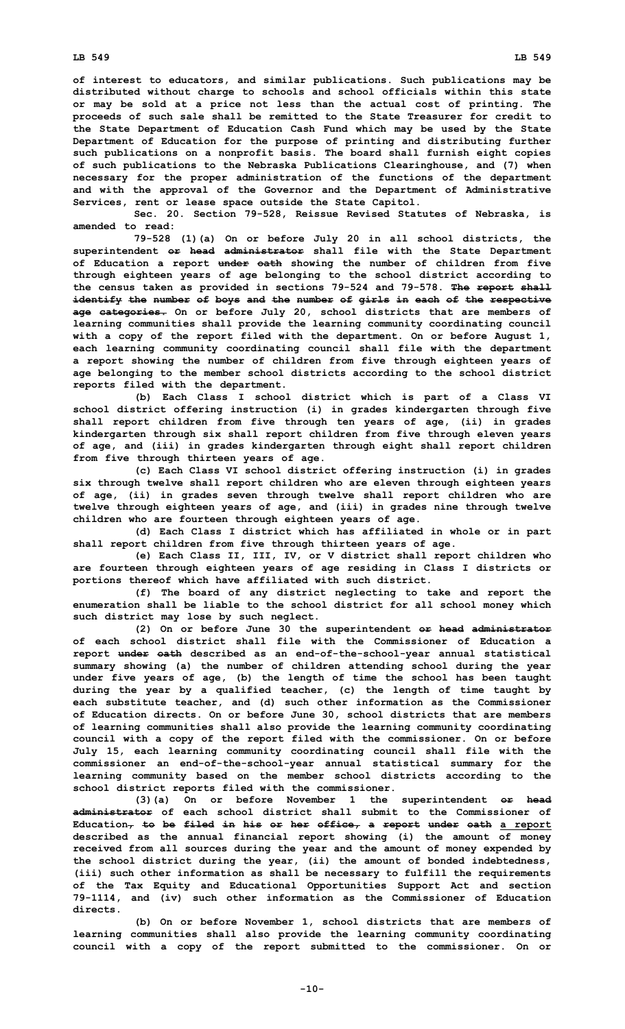of interest to educators, and similar publications. Such publications may be distributed without charge to schools and school officials within this state or may be sold at a price not less than the actual cost of printing. The proceeds of such sale shall be remitted to the State Treasurer for credit to the State Department of Education Cash Fund which may be used by the State Department of Education for the purpose of printing and distributing further such publications on a nonprofit basis. The board shall furnish eight copies of such publications to the Nebraska Publications Clearinghouse, and (7) when necessary for the proper administration of the functions of the department and with the approval of the Governor and the Department of Administrative Services, rent or lease space outside the State Capitol.

Sec. 20. Section 79-528, Reissue Revised Statutes of Nebraska, is amended to read:

79-528 (1)(a) On or before July 20 in all school districts, the superintendent ~~or head administrator~~ shall file with the State Department of Education a report ~~under oath~~ showing the number of children from five through eighteen years of age belonging to the school district according to the census taken as provided in sections 79-524 and 79-578. ~~The report shall identify the number of boys and the number of girls in each of the respective age categories.~~ On or before July 20, school districts that are members of learning communities shall provide the learning community coordinating council with a copy of the report filed with the department. On or before August 1, each learning community coordinating council shall file with the department a report showing the number of children from five through eighteen years of age belonging to the member school districts according to the school district reports filed with the department.

(b) Each Class I school district which is part of a Class VI school district offering instruction (i) in grades kindergarten through five shall report children from five through ten years of age, (ii) in grades kindergarten through six shall report children from five through eleven years of age, and (iii) in grades kindergarten through eight shall report children from five through thirteen years of age.

(c) Each Class VI school district offering instruction (i) in grades six through twelve shall report children who are eleven through eighteen years of age, (ii) in grades seven through twelve shall report children who are twelve through eighteen years of age, and (iii) in grades nine through twelve children who are fourteen through eighteen years of age.

(d) Each Class I district which has affiliated in whole or in part shall report children from five through thirteen years of age.

(e) Each Class II, III, IV, or V district shall report children who are fourteen through eighteen years of age residing in Class I districts or portions thereof which have affiliated with such district.

(f) The board of any district neglecting to take and report the enumeration shall be liable to the school district for all school money which such district may lose by such neglect.

(2) On or before June 30 the superintendent ~~or head administrator~~ of each school district shall file with the Commissioner of Education a report ~~under oath~~ described as an end-of-the-school-year annual statistical summary showing (a) the number of children attending school during the year under five years of age, (b) the length of time the school has been taught during the year by a qualified teacher, (c) the length of time taught by each substitute teacher, and (d) such other information as the Commissioner of Education directs. On or before June 30, school districts that are members of learning communities shall also provide the learning community coordinating council with a copy of the report filed with the commissioner. On or before July 15, each learning community coordinating council shall file with the commissioner an end-of-the-school-year annual statistical summary for the learning community based on the member school districts according to the school district reports filed with the commissioner.

(3)(a) On or before November 1 the superintendent ~~or head administrator~~ of each school district shall submit to the Commissioner of Education~~, to be filed in his or her office, a report under oath~~ a report described as the annual financial report showing (i) the amount of money received from all sources during the year and the amount of money expended by the school district during the year, (ii) the amount of bonded indebtedness, (iii) such other information as shall be necessary to fulfill the requirements of the Tax Equity and Educational Opportunities Support Act and section 79-1114, and (iv) such other information as the Commissioner of Education directs.

(b) On or before November 1, school districts that are members of learning communities shall also provide the learning community coordinating council with a copy of the report submitted to the commissioner. On or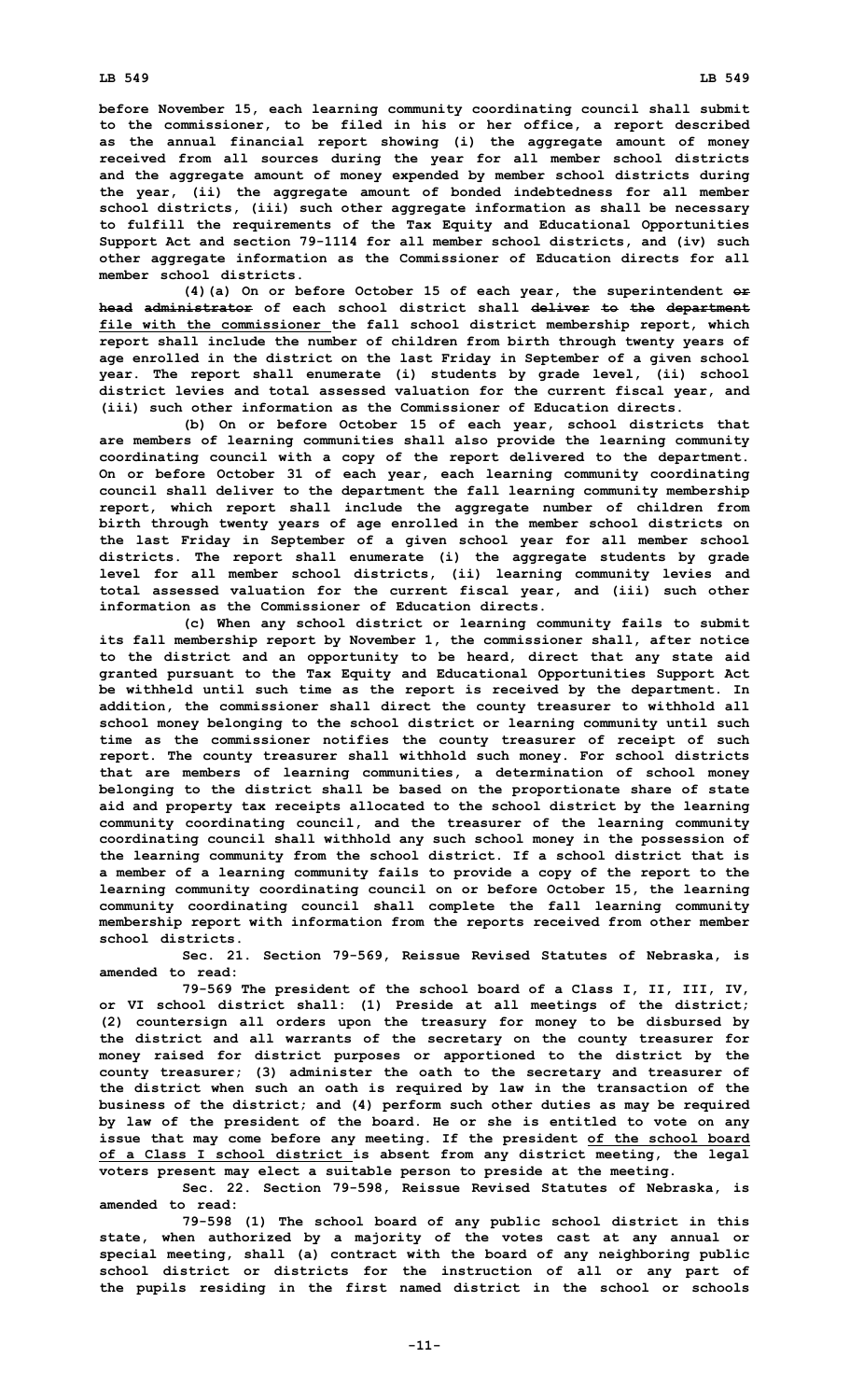before November 15, each learning community coordinating council shall submit to the commissioner, to be filed in his or her office, a report described as the annual financial report showing (i) the aggregate amount of money received from all sources during the year for all member school districts and the aggregate amount of money expended by member school districts during the year, (ii) the aggregate amount of bonded indebtedness for all member school districts, (iii) such other aggregate information as shall be necessary to fulfill the requirements of the Tax Equity and Educational Opportunities Support Act and section 79-1114 for all member school districts, and (iv) such other aggregate information as the Commissioner of Education directs for all member school districts.

(4)(a) On or before October 15 of each year, the superintendent ~~or head administrator~~ of each school district shall ~~deliver to the department~~ file with the commissioner the fall school district membership report, which report shall include the number of children from birth through twenty years of age enrolled in the district on the last Friday in September of a given school year. The report shall enumerate (i) students by grade level, (ii) school district levies and total assessed valuation for the current fiscal year, and (iii) such other information as the Commissioner of Education directs.

(b) On or before October 15 of each year, school districts that are members of learning communities shall also provide the learning community coordinating council with a copy of the report delivered to the department. On or before October 31 of each year, each learning community coordinating council shall deliver to the department the fall learning community membership report, which report shall include the aggregate number of children from birth through twenty years of age enrolled in the member school districts on the last Friday in September of a given school year for all member school districts. The report shall enumerate (i) the aggregate students by grade level for all member school districts, (ii) learning community levies and total assessed valuation for the current fiscal year, and (iii) such other information as the Commissioner of Education directs.

(c) When any school district or learning community fails to submit its fall membership report by November 1, the commissioner shall, after notice to the district and an opportunity to be heard, direct that any state aid granted pursuant to the Tax Equity and Educational Opportunities Support Act be withheld until such time as the report is received by the department. In addition, the commissioner shall direct the county treasurer to withhold all school money belonging to the school district or learning community until such time as the commissioner notifies the county treasurer of receipt of such report. The county treasurer shall withhold such money. For school districts that are members of learning communities, a determination of school money belonging to the district shall be based on the proportionate share of state aid and property tax receipts allocated to the school district by the learning community coordinating council, and the treasurer of the learning community coordinating council shall withhold any such school money in the possession of the learning community from the school district. If a school district that is a member of a learning community fails to provide a copy of the report to the learning community coordinating council on or before October 15, the learning community coordinating council shall complete the fall learning community membership report with information from the reports received from other member school districts.

Sec. 21. Section 79-569, Reissue Revised Statutes of Nebraska, is amended to read:

79-569 The president of the school board of a Class I, II, III, IV, or VI school district shall: (1) Preside at all meetings of the district; (2) countersign all orders upon the treasury for money to be disbursed by the district and all warrants of the secretary on the county treasurer for money raised for district purposes or apportioned to the district by the county treasurer; (3) administer the oath to the secretary and treasurer of the district when such an oath is required by law in the transaction of the business of the district; and (4) perform such other duties as may be required by law of the president of the board. He or she is entitled to vote on any issue that may come before any meeting. If the president of the school board of a Class I school district is absent from any district meeting, the legal voters present may elect a suitable person to preside at the meeting.

Sec. 22. Section 79-598, Reissue Revised Statutes of Nebraska, is amended to read:

79-598 (1) The school board of any public school district in this state, when authorized by a majority of the votes cast at any annual or special meeting, shall (a) contract with the board of any neighboring public school district or districts for the instruction of all or any part of the pupils residing in the first named district in the school or schools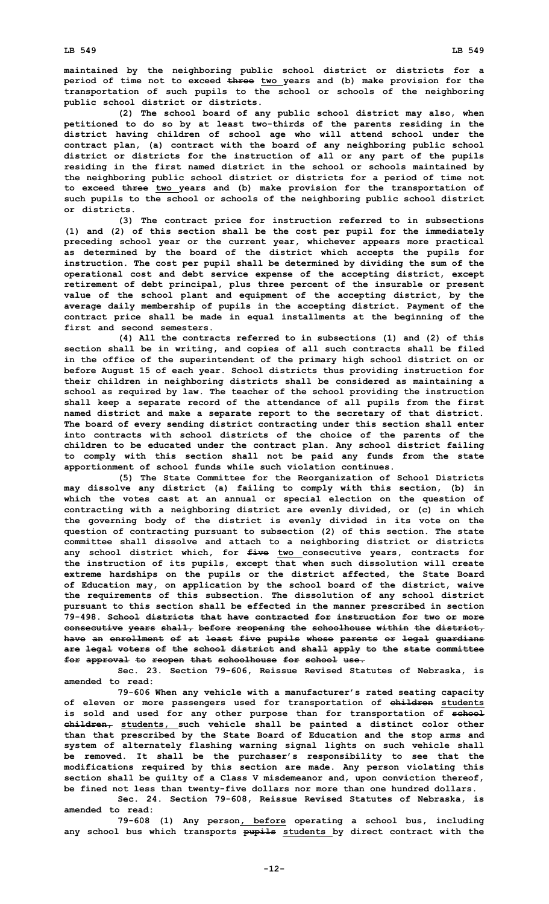maintained by the neighboring public school district or districts for a period of time not to exceed ~~three~~ two years and (b) make provision for the transportation of such pupils to the school or schools of the neighboring public school district or districts.

(2) The school board of any public school district may also, when petitioned to do so by at least two-thirds of the parents residing in the district having children of school age who will attend school under the contract plan, (a) contract with the board of any neighboring public school district or districts for the instruction of all or any part of the pupils residing in the first named district in the school or schools maintained by the neighboring public school district or districts for a period of time not to exceed ~~three~~ two years and (b) make provision for the transportation of such pupils to the school or schools of the neighboring public school district or districts.

(3) The contract price for instruction referred to in subsections (1) and (2) of this section shall be the cost per pupil for the immediately preceding school year or the current year, whichever appears more practical as determined by the board of the district which accepts the pupils for instruction. The cost per pupil shall be determined by dividing the sum of the operational cost and debt service expense of the accepting district, except retirement of debt principal, plus three percent of the insurable or present value of the school plant and equipment of the accepting district, by the average daily membership of pupils in the accepting district. Payment of the contract price shall be made in equal installments at the beginning of the first and second semesters.

(4) All the contracts referred to in subsections (1) and (2) of this section shall be in writing, and copies of all such contracts shall be filed in the office of the superintendent of the primary high school district on or before August 15 of each year. School districts thus providing instruction for their children in neighboring districts shall be considered as maintaining a school as required by law. The teacher of the school providing the instruction shall keep a separate record of the attendance of all pupils from the first named district and make a separate report to the secretary of that district. The board of every sending district contracting under this section shall enter into contracts with school districts of the choice of the parents of the children to be educated under the contract plan. Any school district failing to comply with this section shall not be paid any funds from the state apportionment of school funds while such violation continues.

(5) The State Committee for the Reorganization of School Districts may dissolve any district (a) failing to comply with this section, (b) in which the votes cast at an annual or special election on the question of contracting with a neighboring district are evenly divided, or (c) in which the governing body of the district is evenly divided in its vote on the question of contracting pursuant to subsection (2) of this section. The state committee shall dissolve and attach to a neighboring district or districts any school district which, for ~~five~~ two consecutive years, contracts for the instruction of its pupils, except that when such dissolution will create extreme hardships on the pupils or the district affected, the State Board of Education may, on application by the school board of the district, waive the requirements of this subsection. The dissolution of any school district pursuant to this section shall be effected in the manner prescribed in section 79-498. ~~School districts that have contracted for instruction for two or more consecutive years shall, before reopening the schoolhouse within the district, have an enrollment of at least five pupils whose parents or legal guardians are legal voters of the school district and shall apply to the state committee for approval to reopen that schoolhouse for school use.~~

Sec. 23. Section 79-606, Reissue Revised Statutes of Nebraska, is amended to read:

79-606 When any vehicle with a manufacturer's rated seating capacity of eleven or more passengers used for transportation of ~~children~~ students is sold and used for any other purpose than for transportation of ~~school children,~~ students, such vehicle shall be painted a distinct color other than that prescribed by the State Board of Education and the stop arms and system of alternately flashing warning signal lights on such vehicle shall be removed. It shall be the purchaser's responsibility to see that the modifications required by this section are made. Any person violating this section shall be guilty of a Class V misdemeanor and, upon conviction thereof, be fined not less than twenty-five dollars nor more than one hundred dollars.

Sec. 24. Section 79-608, Reissue Revised Statutes of Nebraska, is amended to read:

79-608 (1) Any person, before operating a school bus, including any school bus which transports ~~pupils~~ students by direct contract with the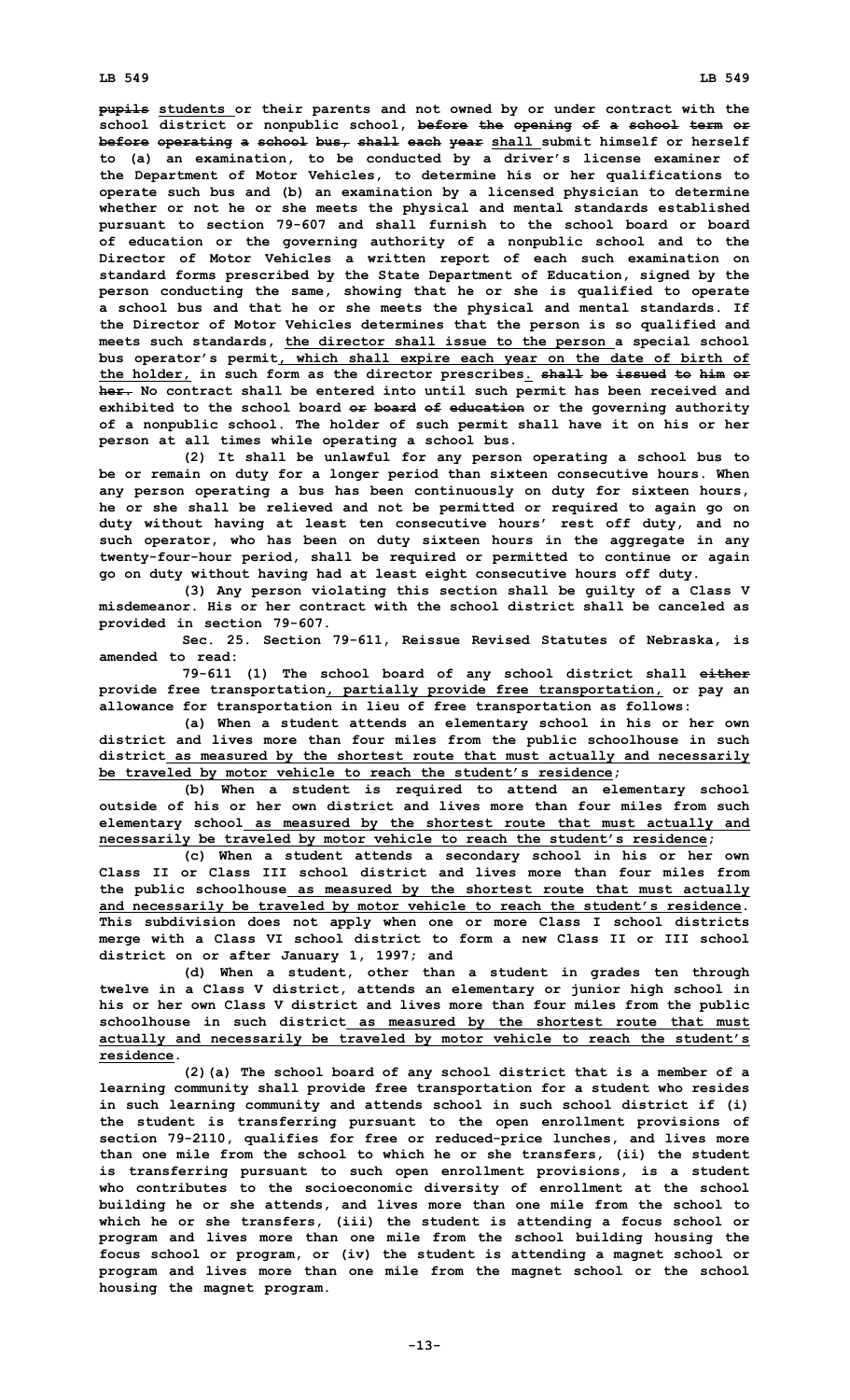~~pupils~~ students or their parents and not owned by or under contract with the school district or nonpublic school, ~~before the opening of a school term or before operating a school bus, shall each year~~ shall submit himself or herself to (a) an examination, to be conducted by a driver's license examiner of the Department of Motor Vehicles, to determine his or her qualifications to operate such bus and (b) an examination by a licensed physician to determine whether or not he or she meets the physical and mental standards established pursuant to section 79-607 and shall furnish to the school board or board of education or the governing authority of a nonpublic school and to the Director of Motor Vehicles a written report of each such examination on standard forms prescribed by the State Department of Education, signed by the person conducting the same, showing that he or she is qualified to operate a school bus and that he or she meets the physical and mental standards. If the Director of Motor Vehicles determines that the person is so qualified and meets such standards, the director shall issue to the person a special school bus operator's permit, which shall expire each year on the date of birth of the holder, in such form as the director prescribes. ~~shall be issued to him or her.~~ No contract shall be entered into until such permit has been received and exhibited to the school board ~~or board of education~~ or the governing authority of a nonpublic school. The holder of such permit shall have it on his or her person at all times while operating a school bus.

(2) It shall be unlawful for any person operating a school bus to be or remain on duty for a longer period than sixteen consecutive hours. When any person operating a bus has been continuously on duty for sixteen hours, he or she shall be relieved and not be permitted or required to again go on duty without having at least ten consecutive hours' rest off duty, and no such operator, who has been on duty sixteen hours in the aggregate in any twenty-four-hour period, shall be required or permitted to continue or again go on duty without having had at least eight consecutive hours off duty.

(3) Any person violating this section shall be guilty of a Class V misdemeanor. His or her contract with the school district shall be canceled as provided in section 79-607.

Sec. 25. Section 79-611, Reissue Revised Statutes of Nebraska, is amended to read:

79-611 (1) The school board of any school district shall ~~either~~ provide free transportation, partially provide free transportation, or pay an allowance for transportation in lieu of free transportation as follows:

(a) When a student attends an elementary school in his or her own district and lives more than four miles from the public schoolhouse in such district as measured by the shortest route that must actually and necessarily be traveled by motor vehicle to reach the student's residence;

(b) When a student is required to attend an elementary school outside of his or her own district and lives more than four miles from such elementary school as measured by the shortest route that must actually and necessarily be traveled by motor vehicle to reach the student's residence;

(c) When a student attends a secondary school in his or her own Class II or Class III school district and lives more than four miles from the public schoolhouse as measured by the shortest route that must actually and necessarily be traveled by motor vehicle to reach the student's residence. This subdivision does not apply when one or more Class I school districts merge with a Class VI school district to form a new Class II or III school district on or after January 1, 1997; and

(d) When a student, other than a student in grades ten through twelve in a Class V district, attends an elementary or junior high school in his or her own Class V district and lives more than four miles from the public schoolhouse in such district as measured by the shortest route that must actually and necessarily be traveled by motor vehicle to reach the student's residence.

(2)(a) The school board of any school district that is a member of a learning community shall provide free transportation for a student who resides in such learning community and attends school in such school district if (i) the student is transferring pursuant to the open enrollment provisions of section 79-2110, qualifies for free or reduced-price lunches, and lives more than one mile from the school to which he or she transfers, (ii) the student is transferring pursuant to such open enrollment provisions, is a student who contributes to the socioeconomic diversity of enrollment at the school building he or she attends, and lives more than one mile from the school to which he or she transfers, (iii) the student is attending a focus school or program and lives more than one mile from the school building housing the focus school or program, or (iv) the student is attending a magnet school or program and lives more than one mile from the magnet school or the school housing the magnet program.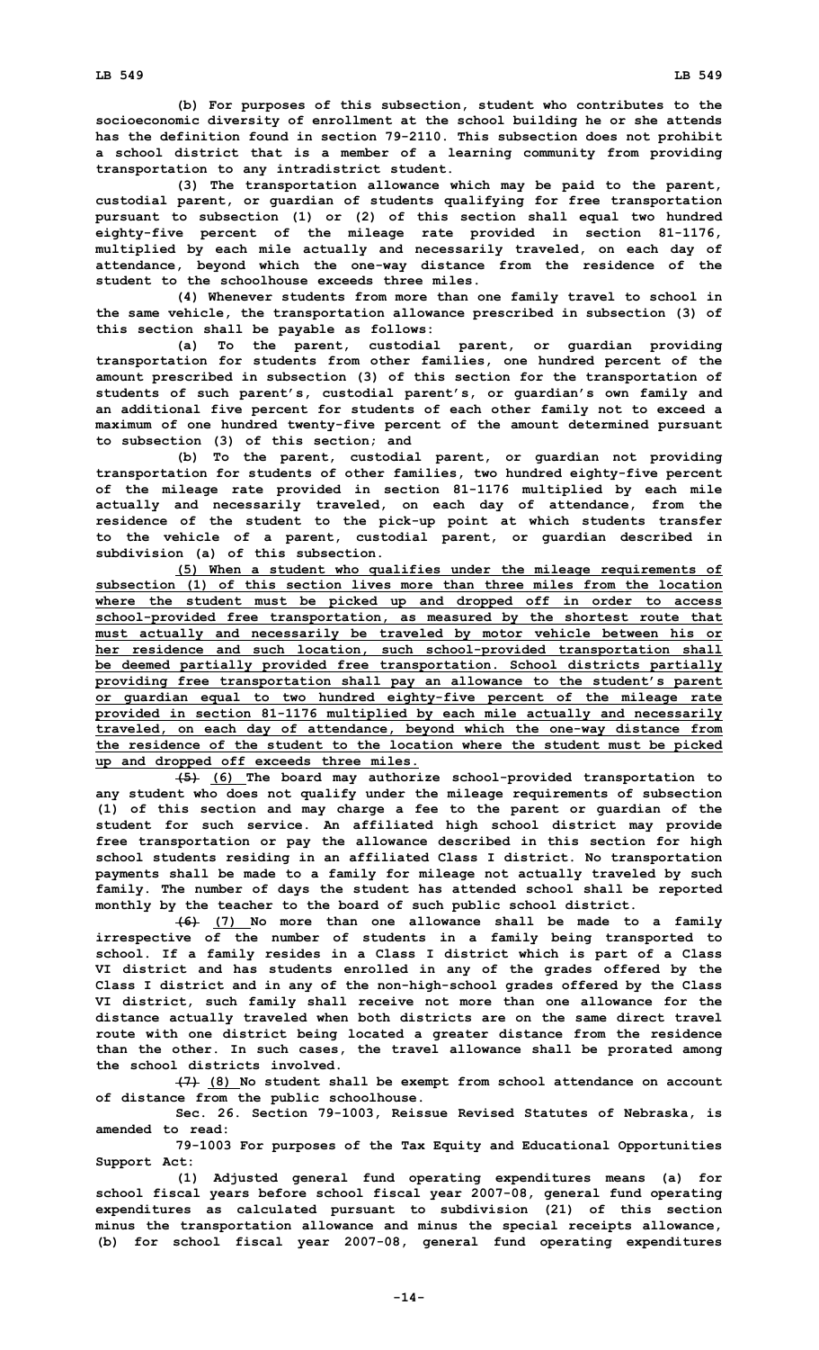(b) For purposes of this subsection, student who contributes to the socioeconomic diversity of enrollment at the school building he or she attends has the definition found in section 79-2110. This subsection does not prohibit a school district that is a member of a learning community from providing transportation to any intradistrict student.

(3) The transportation allowance which may be paid to the parent, custodial parent, or guardian of students qualifying for free transportation pursuant to subsection (1) or (2) of this section shall equal two hundred eighty-five percent of the mileage rate provided in section 81-1176, multiplied by each mile actually and necessarily traveled, on each day of attendance, beyond which the one-way distance from the residence of the student to the schoolhouse exceeds three miles.

(4) Whenever students from more than one family travel to school in the same vehicle, the transportation allowance prescribed in subsection (3) of this section shall be payable as follows:

(a) To the parent, custodial parent, or guardian providing transportation for students from other families, one hundred percent of the amount prescribed in subsection (3) of this section for the transportation of students of such parent's, custodial parent's, or guardian's own family and an additional five percent for students of each other family not to exceed a maximum of one hundred twenty-five percent of the amount determined pursuant to subsection (3) of this section; and

(b) To the parent, custodial parent, or guardian not providing transportation for students of other families, two hundred eighty-five percent of the mileage rate provided in section 81-1176 multiplied by each mile actually and necessarily traveled, on each day of attendance, from the residence of the student to the pick-up point at which students transfer to the vehicle of a parent, custodial parent, or guardian described in subdivision (a) of this subsection.

(5) When a student who qualifies under the mileage requirements of subsection (1) of this section lives more than three miles from the location where the student must be picked up and dropped off in order to access school-provided free transportation, as measured by the shortest route that must actually and necessarily be traveled by motor vehicle between his or her residence and such location, such school-provided transportation shall be deemed partially provided free transportation. School districts partially providing free transportation shall pay an allowance to the student's parent or guardian equal to two hundred eighty-five percent of the mileage rate provided in section 81-1176 multiplied by each mile actually and necessarily traveled, on each day of attendance, beyond which the one-way distance from the residence of the student to the location where the student must be picked up and dropped off exceeds three miles.

~~(5)~~ (6) The board may authorize school-provided transportation to any student who does not qualify under the mileage requirements of subsection (1) of this section and may charge a fee to the parent or guardian of the student for such service. An affiliated high school district may provide free transportation or pay the allowance described in this section for high school students residing in an affiliated Class I district. No transportation payments shall be made to a family for mileage not actually traveled by such family. The number of days the student has attended school shall be reported monthly by the teacher to the board of such public school district.

~~(6)~~ (7) No more than one allowance shall be made to a family irrespective of the number of students in a family being transported to school. If a family resides in a Class I district which is part of a Class VI district and has students enrolled in any of the grades offered by the Class I district and in any of the non-high-school grades offered by the Class VI district, such family shall receive not more than one allowance for the distance actually traveled when both districts are on the same direct travel route with one district being located a greater distance from the residence than the other. In such cases, the travel allowance shall be prorated among the school districts involved.

~~(7)~~ (8) No student shall be exempt from school attendance on account of distance from the public schoolhouse.

Sec. 26. Section 79-1003, Reissue Revised Statutes of Nebraska, is amended to read:

79-1003 For purposes of the Tax Equity and Educational Opportunities Support Act:

(1) Adjusted general fund operating expenditures means (a) for school fiscal years before school fiscal year 2007-08, general fund operating expenditures as calculated pursuant to subdivision (21) of this section minus the transportation allowance and minus the special receipts allowance, (b) for school fiscal year 2007-08, general fund operating expenditures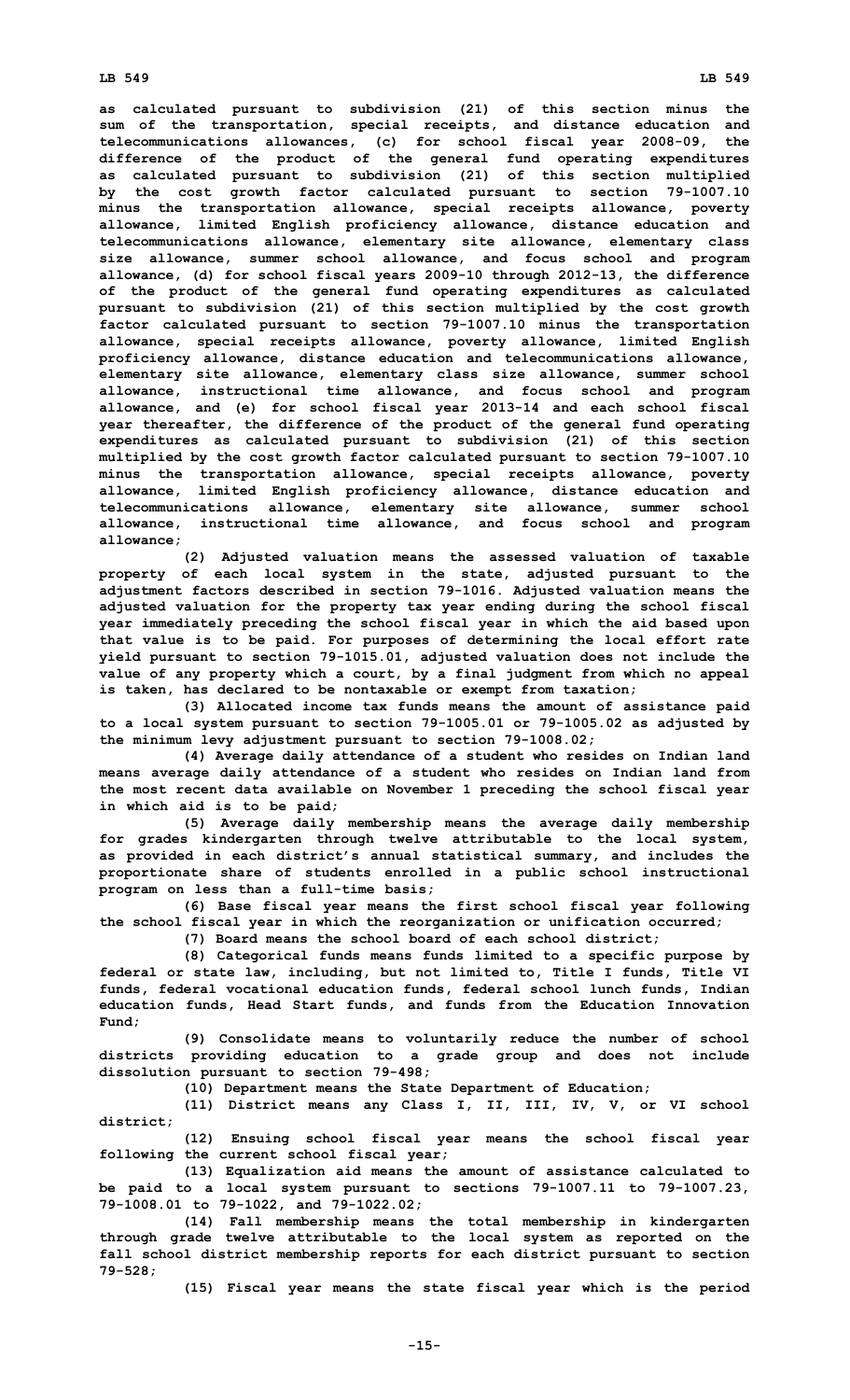as calculated pursuant to subdivision (21) of this section minus the sum of the transportation, special receipts, and distance education and telecommunications allowances, (c) for school fiscal year 2008-09, the difference of the product of the general fund operating expenditures as calculated pursuant to subdivision (21) of this section multiplied by the cost growth factor calculated pursuant to section 79-1007.10 minus the transportation allowance, special receipts allowance, poverty allowance, limited English proficiency allowance, distance education and telecommunications allowance, elementary site allowance, elementary class size allowance, summer school allowance, and focus school and program allowance, (d) for school fiscal years 2009-10 through 2012-13, the difference of the product of the general fund operating expenditures as calculated pursuant to subdivision (21) of this section multiplied by the cost growth factor calculated pursuant to section 79-1007.10 minus the transportation allowance, special receipts allowance, poverty allowance, limited English proficiency allowance, distance education and telecommunications allowance, elementary site allowance, elementary class size allowance, summer school allowance, instructional time allowance, and focus school and program allowance, and (e) for school fiscal year 2013-14 and each school fiscal year thereafter, the difference of the product of the general fund operating expenditures as calculated pursuant to subdivision (21) of this section multiplied by the cost growth factor calculated pursuant to section 79-1007.10 minus the transportation allowance, special receipts allowance, poverty allowance, limited English proficiency allowance, distance education and telecommunications allowance, elementary site allowance, summer school allowance, instructional time allowance, and focus school and program allowance;

(2) Adjusted valuation means the assessed valuation of taxable property of each local system in the state, adjusted pursuant to the adjustment factors described in section 79-1016. Adjusted valuation means the adjusted valuation for the property tax year ending during the school fiscal year immediately preceding the school fiscal year in which the aid based upon that value is to be paid. For purposes of determining the local effort rate yield pursuant to section 79-1015.01, adjusted valuation does not include the value of any property which a court, by a final judgment from which no appeal is taken, has declared to be nontaxable or exempt from taxation;

(3) Allocated income tax funds means the amount of assistance paid to a local system pursuant to section 79-1005.01 or 79-1005.02 as adjusted by the minimum levy adjustment pursuant to section 79-1008.02;

(4) Average daily attendance of a student who resides on Indian land means average daily attendance of a student who resides on Indian land from the most recent data available on November 1 preceding the school fiscal year in which aid is to be paid;

(5) Average daily membership means the average daily membership for grades kindergarten through twelve attributable to the local system, as provided in each district's annual statistical summary, and includes the proportionate share of students enrolled in a public school instructional program on less than a full-time basis;

(6) Base fiscal year means the first school fiscal year following the school fiscal year in which the reorganization or unification occurred;

(7) Board means the school board of each school district;

(8) Categorical funds means funds limited to a specific purpose by federal or state law, including, but not limited to, Title I funds, Title VI funds, federal vocational education funds, federal school lunch funds, Indian education funds, Head Start funds, and funds from the Education Innovation Fund;

(9) Consolidate means to voluntarily reduce the number of school districts providing education to a grade group and does not include dissolution pursuant to section 79-498;

(10) Department means the State Department of Education;

(11) District means any Class I, II, III, IV, V, or VI school district;

(12) Ensuing school fiscal year means the school fiscal year following the current school fiscal year;

(13) Equalization aid means the amount of assistance calculated to be paid to a local system pursuant to sections 79-1007.11 to 79-1007.23, 79-1008.01 to 79-1022, and 79-1022.02;

(14) Fall membership means the total membership in kindergarten through grade twelve attributable to the local system as reported on the fall school district membership reports for each district pursuant to section 79-528;

(15) Fiscal year means the state fiscal year which is the period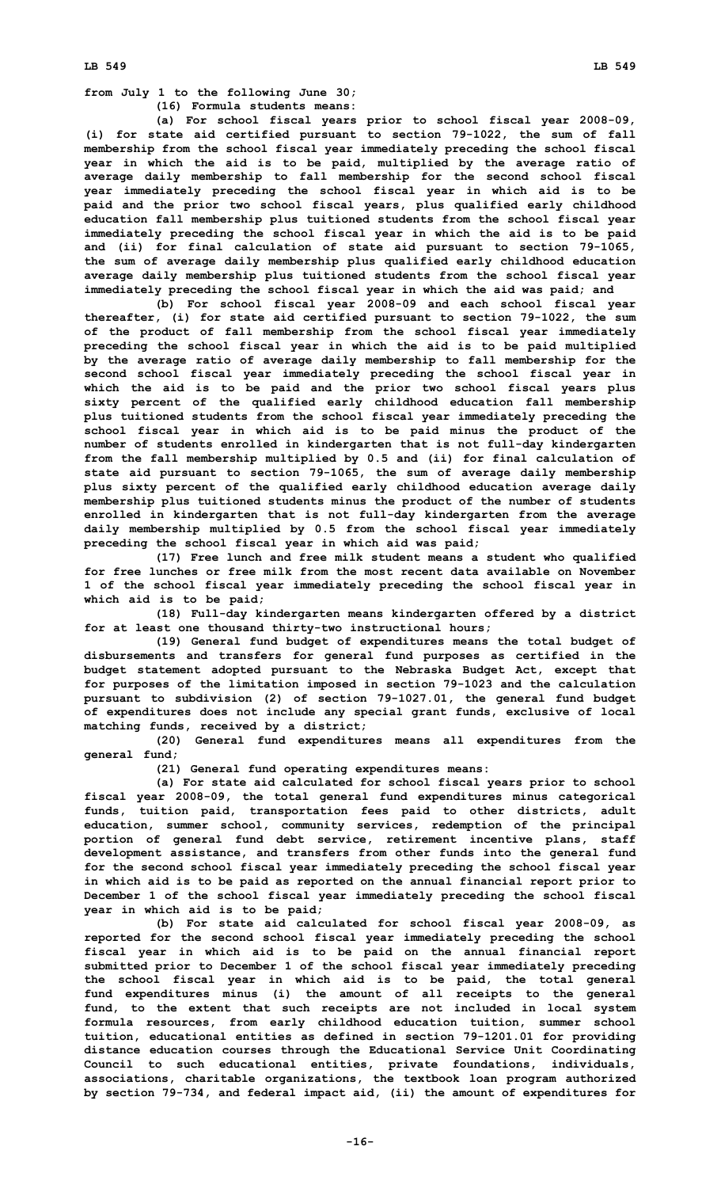from July 1 to the following June 30;

(16) Formula students means:

(a) For school fiscal years prior to school fiscal year 2008-09, (i) for state aid certified pursuant to section 79-1022, the sum of fall membership from the school fiscal year immediately preceding the school fiscal year in which the aid is to be paid, multiplied by the average ratio of average daily membership to fall membership for the second school fiscal year immediately preceding the school fiscal year in which aid is to be paid and the prior two school fiscal years, plus qualified early childhood education fall membership plus tuitioned students from the school fiscal year immediately preceding the school fiscal year in which the aid is to be paid and (ii) for final calculation of state aid pursuant to section 79-1065, the sum of average daily membership plus qualified early childhood education average daily membership plus tuitioned students from the school fiscal year immediately preceding the school fiscal year in which the aid was paid; and

(b) For school fiscal year 2008-09 and each school fiscal year thereafter, (i) for state aid certified pursuant to section 79-1022, the sum of the product of fall membership from the school fiscal year immediately preceding the school fiscal year in which the aid is to be paid multiplied by the average ratio of average daily membership to fall membership for the second school fiscal year immediately preceding the school fiscal year in which the aid is to be paid and the prior two school fiscal years plus sixty percent of the qualified early childhood education fall membership plus tuitioned students from the school fiscal year immediately preceding the school fiscal year in which aid is to be paid minus the product of the number of students enrolled in kindergarten that is not full-day kindergarten from the fall membership multiplied by 0.5 and (ii) for final calculation of state aid pursuant to section 79-1065, the sum of average daily membership plus sixty percent of the qualified early childhood education average daily membership plus tuitioned students minus the product of the number of students enrolled in kindergarten that is not full-day kindergarten from the average daily membership multiplied by 0.5 from the school fiscal year immediately preceding the school fiscal year in which aid was paid;

(17) Free lunch and free milk student means a student who qualified for free lunches or free milk from the most recent data available on November 1 of the school fiscal year immediately preceding the school fiscal year in which aid is to be paid;

(18) Full-day kindergarten means kindergarten offered by a district for at least one thousand thirty-two instructional hours;

(19) General fund budget of expenditures means the total budget of disbursements and transfers for general fund purposes as certified in the budget statement adopted pursuant to the Nebraska Budget Act, except that for purposes of the limitation imposed in section 79-1023 and the calculation pursuant to subdivision (2) of section 79-1027.01, the general fund budget of expenditures does not include any special grant funds, exclusive of local matching funds, received by a district;

(20) General fund expenditures means all expenditures from the general fund;

(21) General fund operating expenditures means:

(a) For state aid calculated for school fiscal years prior to school fiscal year 2008-09, the total general fund expenditures minus categorical funds, tuition paid, transportation fees paid to other districts, adult education, summer school, community services, redemption of the principal portion of general fund debt service, retirement incentive plans, staff development assistance, and transfers from other funds into the general fund for the second school fiscal year immediately preceding the school fiscal year in which aid is to be paid as reported on the annual financial report prior to December 1 of the school fiscal year immediately preceding the school fiscal year in which aid is to be paid;

(b) For state aid calculated for school fiscal year 2008-09, as reported for the second school fiscal year immediately preceding the school fiscal year in which aid is to be paid on the annual financial report submitted prior to December 1 of the school fiscal year immediately preceding the school fiscal year in which aid is to be paid, the total general fund expenditures minus (i) the amount of all receipts to the general fund, to the extent that such receipts are not included in local system formula resources, from early childhood education tuition, summer school tuition, educational entities as defined in section 79-1201.01 for providing distance education courses through the Educational Service Unit Coordinating Council to such educational entities, private foundations, individuals, associations, charitable organizations, the textbook loan program authorized by section 79-734, and federal impact aid, (ii) the amount of expenditures for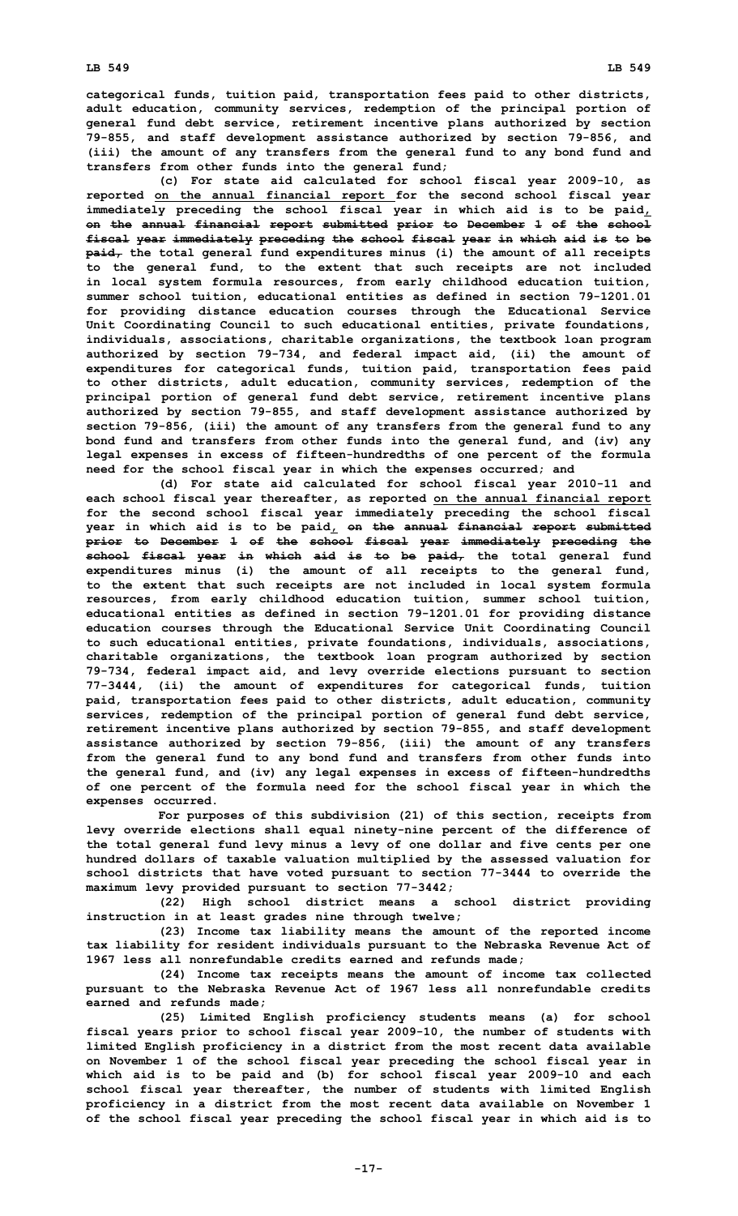categorical funds, tuition paid, transportation fees paid to other districts, adult education, community services, redemption of the principal portion of general fund debt service, retirement incentive plans authorized by section 79-855, and staff development assistance authorized by section 79-856, and (iii) the amount of any transfers from the general fund to any bond fund and transfers from other funds into the general fund;

(c) For state aid calculated for school fiscal year 2009-10, as reported on the annual financial report for the second school fiscal year immediately preceding the school fiscal year in which aid is to be paid, ~~on the annual financial report submitted prior to December 1 of the school fiscal year immediately preceding the school fiscal year in which aid is to be paid,~~ the total general fund expenditures minus (i) the amount of all receipts to the general fund, to the extent that such receipts are not included in local system formula resources, from early childhood education tuition, summer school tuition, educational entities as defined in section 79-1201.01 for providing distance education courses through the Educational Service Unit Coordinating Council to such educational entities, private foundations, individuals, associations, charitable organizations, the textbook loan program authorized by section 79-734, and federal impact aid, (ii) the amount of expenditures for categorical funds, tuition paid, transportation fees paid to other districts, adult education, community services, redemption of the principal portion of general fund debt service, retirement incentive plans authorized by section 79-855, and staff development assistance authorized by section 79-856, (iii) the amount of any transfers from the general fund to any bond fund and transfers from other funds into the general fund, and (iv) any legal expenses in excess of fifteen-hundredths of one percent of the formula need for the school fiscal year in which the expenses occurred; and

(d) For state aid calculated for school fiscal year 2010-11 and each school fiscal year thereafter, as reported on the annual financial report for the second school fiscal year immediately preceding the school fiscal year in which aid is to be paid, ~~on the annual financial report submitted prior to December 1 of the school fiscal year immediately preceding the school fiscal year in which aid is to be paid,~~ the total general fund expenditures minus (i) the amount of all receipts to the general fund, to the extent that such receipts are not included in local system formula resources, from early childhood education tuition, summer school tuition, educational entities as defined in section 79-1201.01 for providing distance education courses through the Educational Service Unit Coordinating Council to such educational entities, private foundations, individuals, associations, charitable organizations, the textbook loan program authorized by section 79-734, federal impact aid, and levy override elections pursuant to section 77-3444, (ii) the amount of expenditures for categorical funds, tuition paid, transportation fees paid to other districts, adult education, community services, redemption of the principal portion of general fund debt service, retirement incentive plans authorized by section 79-855, and staff development assistance authorized by section 79-856, (iii) the amount of any transfers from the general fund to any bond fund and transfers from other funds into the general fund, and (iv) any legal expenses in excess of fifteen-hundredths of one percent of the formula need for the school fiscal year in which the expenses occurred.

For purposes of this subdivision (21) of this section, receipts from levy override elections shall equal ninety-nine percent of the difference of the total general fund levy minus a levy of one dollar and five cents per one hundred dollars of taxable valuation multiplied by the assessed valuation for school districts that have voted pursuant to section 77-3444 to override the maximum levy provided pursuant to section 77-3442;

(22) High school district means a school district providing instruction in at least grades nine through twelve;

(23) Income tax liability means the amount of the reported income tax liability for resident individuals pursuant to the Nebraska Revenue Act of 1967 less all nonrefundable credits earned and refunds made;

(24) Income tax receipts means the amount of income tax collected pursuant to the Nebraska Revenue Act of 1967 less all nonrefundable credits earned and refunds made;

(25) Limited English proficiency students means (a) for school fiscal years prior to school fiscal year 2009-10, the number of students with limited English proficiency in a district from the most recent data available on November 1 of the school fiscal year preceding the school fiscal year in which aid is to be paid and (b) for school fiscal year 2009-10 and each school fiscal year thereafter, the number of students with limited English proficiency in a district from the most recent data available on November 1 of the school fiscal year preceding the school fiscal year in which aid is to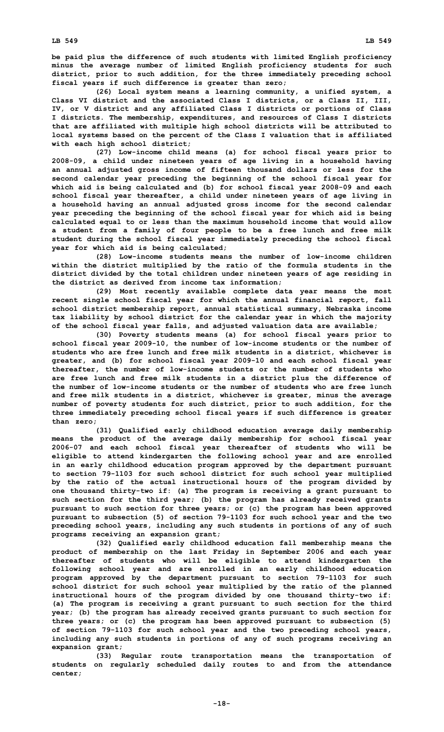be paid plus the difference of such students with limited English proficiency minus the average number of limited English proficiency students for such district, prior to such addition, for the three immediately preceding school fiscal years if such difference is greater than zero;

(26) Local system means a learning community, a unified system, a Class VI district and the associated Class I districts, or a Class II, III, IV, or V district and any affiliated Class I districts or portions of Class I districts. The membership, expenditures, and resources of Class I districts that are affiliated with multiple high school districts will be attributed to local systems based on the percent of the Class I valuation that is affiliated with each high school district;

(27) Low-income child means (a) for school fiscal years prior to 2008-09, a child under nineteen years of age living in a household having an annual adjusted gross income of fifteen thousand dollars or less for the second calendar year preceding the beginning of the school fiscal year for which aid is being calculated and (b) for school fiscal year 2008-09 and each school fiscal year thereafter, a child under nineteen years of age living in a household having an annual adjusted gross income for the second calendar year preceding the beginning of the school fiscal year for which aid is being calculated equal to or less than the maximum household income that would allow a student from a family of four people to be a free lunch and free milk student during the school fiscal year immediately preceding the school fiscal year for which aid is being calculated;

(28) Low-income students means the number of low-income children within the district multiplied by the ratio of the formula students in the district divided by the total children under nineteen years of age residing in the district as derived from income tax information;

(29) Most recently available complete data year means the most recent single school fiscal year for which the annual financial report, fall school district membership report, annual statistical summary, Nebraska income tax liability by school district for the calendar year in which the majority of the school fiscal year falls, and adjusted valuation data are available;

(30) Poverty students means (a) for school fiscal years prior to school fiscal year 2009-10, the number of low-income students or the number of students who are free lunch and free milk students in a district, whichever is greater, and (b) for school fiscal year 2009-10 and each school fiscal year thereafter, the number of low-income students or the number of students who are free lunch and free milk students in a district plus the difference of the number of low-income students or the number of students who are free lunch and free milk students in a district, whichever is greater, minus the average number of poverty students for such district, prior to such addition, for the three immediately preceding school fiscal years if such difference is greater than zero;

(31) Qualified early childhood education average daily membership means the product of the average daily membership for school fiscal year 2006-07 and each school fiscal year thereafter of students who will be eligible to attend kindergarten the following school year and are enrolled in an early childhood education program approved by the department pursuant to section 79-1103 for such school district for such school year multiplied by the ratio of the actual instructional hours of the program divided by one thousand thirty-two if: (a) The program is receiving a grant pursuant to such section for the third year; (b) the program has already received grants pursuant to such section for three years; or (c) the program has been approved pursuant to subsection (5) of section 79-1103 for such school year and the two preceding school years, including any such students in portions of any of such programs receiving an expansion grant;

(32) Qualified early childhood education fall membership means the product of membership on the last Friday in September 2006 and each year thereafter of students who will be eligible to attend kindergarten the following school year and are enrolled in an early childhood education program approved by the department pursuant to section 79-1103 for such school district for such school year multiplied by the ratio of the planned instructional hours of the program divided by one thousand thirty-two if: (a) The program is receiving a grant pursuant to such section for the third year; (b) the program has already received grants pursuant to such section for three years; or (c) the program has been approved pursuant to subsection (5) of section 79-1103 for such school year and the two preceding school years, including any such students in portions of any of such programs receiving an expansion grant;

(33) Regular route transportation means the transportation of students on regularly scheduled daily routes to and from the attendance center;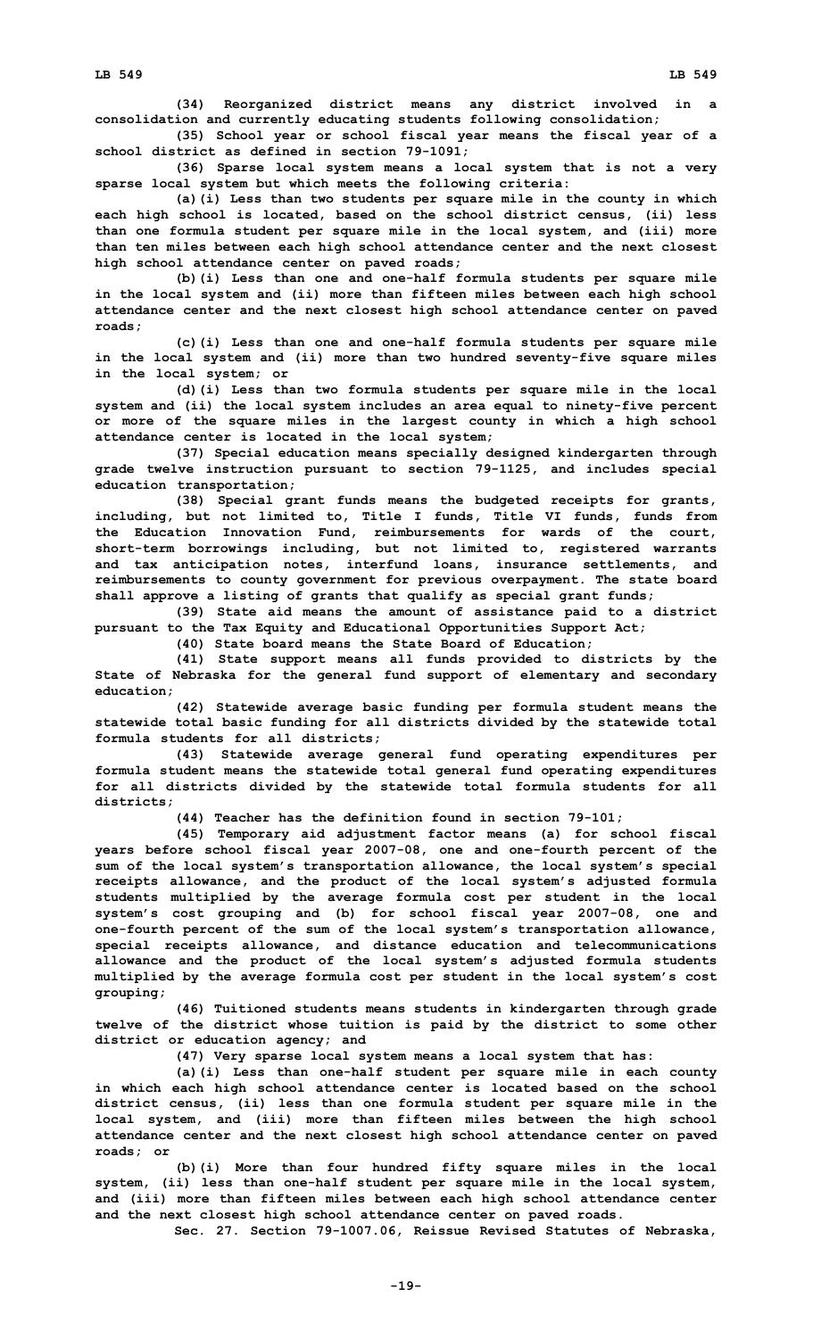**(34) Reorganized district means any district involved in a consolidation and currently educating students following consolidation;**

**(35) School year or school fiscal year means the fiscal year of a school district as defined in section 79-1091;**

**(36) Sparse local system means a local system that is not a very sparse local system but which meets the following criteria:**

**(a)(i) Less than two students per square mile in the county in which each high school is located, based on the school district census, (ii) less than one formula student per square mile in the local system, and (iii) more than ten miles between each high school attendance center and the next closest high school attendance center on paved roads;**

**(b)(i) Less than one and one-half formula students per square mile in the local system and (ii) more than fifteen miles between each high school attendance center and the next closest high school attendance center on paved roads;**

**(c)(i) Less than one and one-half formula students per square mile in the local system and (ii) more than two hundred seventy-five square miles in the local system; or**

**(d)(i) Less than two formula students per square mile in the local system and (ii) the local system includes an area equal to ninety-five percent or more of the square miles in the largest county in which a high school attendance center is located in the local system;**

**(37) Special education means specially designed kindergarten through grade twelve instruction pursuant to section 79-1125, and includes special education transportation;**

**(38) Special grant funds means the budgeted receipts for grants, including, but not limited to, Title I funds, Title VI funds, funds from the Education Innovation Fund, reimbursements for wards of the court, short-term borrowings including, but not limited to, registered warrants and tax anticipation notes, interfund loans, insurance settlements, and reimbursements to county government for previous overpayment. The state board shall approve a listing of grants that qualify as special grant funds;**

**(39) State aid means the amount of assistance paid to a district pursuant to the Tax Equity and Educational Opportunities Support Act;**

**(40) State board means the State Board of Education;**

**(41) State support means all funds provided to districts by the State of Nebraska for the general fund support of elementary and secondary education;**

**(42) Statewide average basic funding per formula student means the statewide total basic funding for all districts divided by the statewide total formula students for all districts;**

**(43) Statewide average general fund operating expenditures per formula student means the statewide total general fund operating expenditures for all districts divided by the statewide total formula students for all districts;**

**(44) Teacher has the definition found in section 79-101;**

**(45) Temporary aid adjustment factor means (a) for school fiscal years before school fiscal year 2007-08, one and one-fourth percent of the sum of the local system's transportation allowance, the local system's special receipts allowance, and the product of the local system's adjusted formula students multiplied by the average formula cost per student in the local system's cost grouping and (b) for school fiscal year 2007-08, one and one-fourth percent of the sum of the local system's transportation allowance, special receipts allowance, and distance education and telecommunications allowance and the product of the local system's adjusted formula students multiplied by the average formula cost per student in the local system's cost grouping;**

**(46) Tuitioned students means students in kindergarten through grade twelve of the district whose tuition is paid by the district to some other district or education agency; and**

**(47) Very sparse local system means a local system that has:**

**(a)(i) Less than one-half student per square mile in each county in which each high school attendance center is located based on the school district census, (ii) less than one formula student per square mile in the local system, and (iii) more than fifteen miles between the high school attendance center and the next closest high school attendance center on paved roads; or**

**(b)(i) More than four hundred fifty square miles in the local system, (ii) less than one-half student per square mile in the local system, and (iii) more than fifteen miles between each high school attendance center and the next closest high school attendance center on paved roads.**

**Sec. 27. Section 79-1007.06, Reissue Revised Statutes of Nebraska,**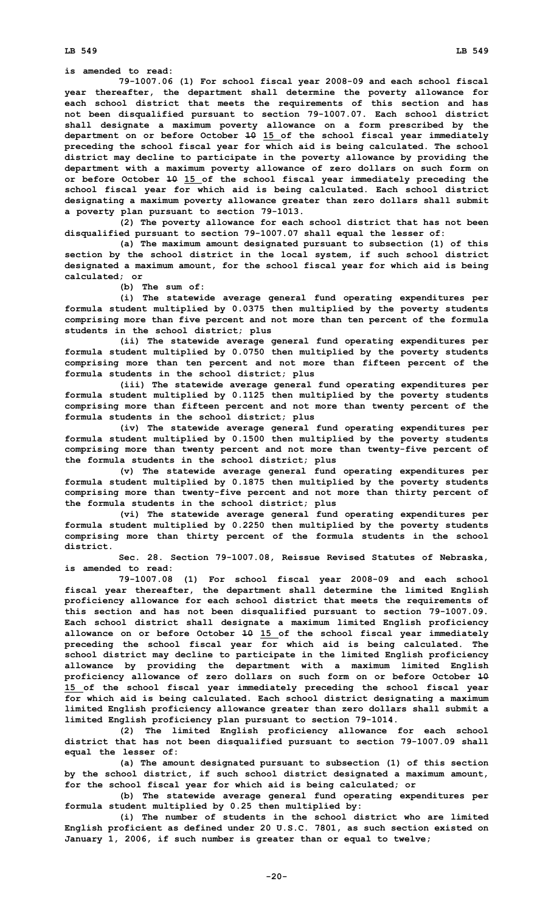is amended to read:

79-1007.06 (1) For school fiscal year 2008-09 and each school fiscal year thereafter, the department shall determine the poverty allowance for each school district that meets the requirements of this section and has not been disqualified pursuant to section 79-1007.07. Each school district shall designate a maximum poverty allowance on a form prescribed by the department on or before October ~~10~~ 15 of the school fiscal year immediately preceding the school fiscal year for which aid is being calculated. The school district may decline to participate in the poverty allowance by providing the department with a maximum poverty allowance of zero dollars on such form on or before October ~~10~~ 15 of the school fiscal year immediately preceding the school fiscal year for which aid is being calculated. Each school district designating a maximum poverty allowance greater than zero dollars shall submit a poverty plan pursuant to section 79-1013.

(2) The poverty allowance for each school district that has not been disqualified pursuant to section 79-1007.07 shall equal the lesser of:

(a) The maximum amount designated pursuant to subsection (1) of this section by the school district in the local system, if such school district designated a maximum amount, for the school fiscal year for which aid is being calculated; or

(b) The sum of:

(i) The statewide average general fund operating expenditures per formula student multiplied by 0.0375 then multiplied by the poverty students comprising more than five percent and not more than ten percent of the formula students in the school district; plus

(ii) The statewide average general fund operating expenditures per formula student multiplied by 0.0750 then multiplied by the poverty students comprising more than ten percent and not more than fifteen percent of the formula students in the school district; plus

(iii) The statewide average general fund operating expenditures per formula student multiplied by 0.1125 then multiplied by the poverty students comprising more than fifteen percent and not more than twenty percent of the formula students in the school district; plus

(iv) The statewide average general fund operating expenditures per formula student multiplied by 0.1500 then multiplied by the poverty students comprising more than twenty percent and not more than twenty-five percent of the formula students in the school district; plus

(v) The statewide average general fund operating expenditures per formula student multiplied by 0.1875 then multiplied by the poverty students comprising more than twenty-five percent and not more than thirty percent of the formula students in the school district; plus

(vi) The statewide average general fund operating expenditures per formula student multiplied by 0.2250 then multiplied by the poverty students comprising more than thirty percent of the formula students in the school district.

Sec. 28. Section 79-1007.08, Reissue Revised Statutes of Nebraska, is amended to read:

79-1007.08 (1) For school fiscal year 2008-09 and each school fiscal year thereafter, the department shall determine the limited English proficiency allowance for each school district that meets the requirements of this section and has not been disqualified pursuant to section 79-1007.09. Each school district shall designate a maximum limited English proficiency allowance on or before October ~~10~~ 15 of the school fiscal year immediately preceding the school fiscal year for which aid is being calculated. The school district may decline to participate in the limited English proficiency allowance by providing the department with a maximum limited English proficiency allowance of zero dollars on such form on or before October ~~10~~ 15 of the school fiscal year immediately preceding the school fiscal year for which aid is being calculated. Each school district designating a maximum limited English proficiency allowance greater than zero dollars shall submit a limited English proficiency plan pursuant to section 79-1014.

(2) The limited English proficiency allowance for each school district that has not been disqualified pursuant to section 79-1007.09 shall equal the lesser of:

(a) The amount designated pursuant to subsection (1) of this section by the school district, if such school district designated a maximum amount, for the school fiscal year for which aid is being calculated; or

(b) The statewide average general fund operating expenditures per formula student multiplied by 0.25 then multiplied by:

(i) The number of students in the school district who are limited English proficient as defined under 20 U.S.C. 7801, as such section existed on January 1, 2006, if such number is greater than or equal to twelve;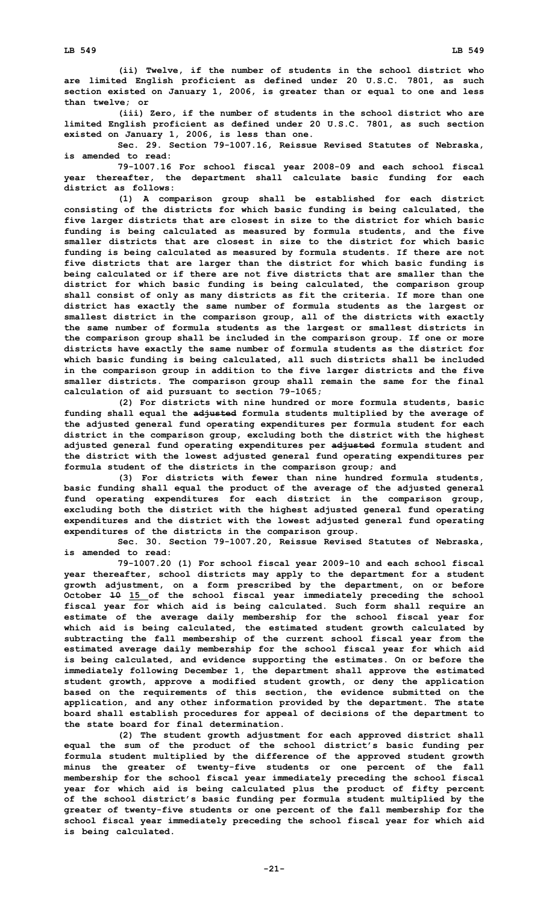(ii) Twelve, if the number of students in the school district who are limited English proficient as defined under 20 U.S.C. 7801, as such section existed on January 1, 2006, is greater than or equal to one and less than twelve; or

(iii) Zero, if the number of students in the school district who are limited English proficient as defined under 20 U.S.C. 7801, as such section existed on January 1, 2006, is less than one.

Sec. 29. Section 79-1007.16, Reissue Revised Statutes of Nebraska, is amended to read:

79-1007.16 For school fiscal year 2008-09 and each school fiscal year thereafter, the department shall calculate basic funding for each district as follows:

(1) A comparison group shall be established for each district consisting of the districts for which basic funding is being calculated, the five larger districts that are closest in size to the district for which basic funding is being calculated as measured by formula students, and the five smaller districts that are closest in size to the district for which basic funding is being calculated as measured by formula students. If there are not five districts that are larger than the district for which basic funding is being calculated or if there are not five districts that are smaller than the district for which basic funding is being calculated, the comparison group shall consist of only as many districts as fit the criteria. If more than one district has exactly the same number of formula students as the largest or smallest district in the comparison group, all of the districts with exactly the same number of formula students as the largest or smallest districts in the comparison group shall be included in the comparison group. If one or more districts have exactly the same number of formula students as the district for which basic funding is being calculated, all such districts shall be included in the comparison group in addition to the five larger districts and the five smaller districts. The comparison group shall remain the same for the final calculation of aid pursuant to section 79-1065;

(2) For districts with nine hundred or more formula students, basic funding shall equal the ~~adjusted~~ formula students multiplied by the average of the adjusted general fund operating expenditures per formula student for each district in the comparison group, excluding both the district with the highest adjusted general fund operating expenditures per ~~adjusted~~ formula student and the district with the lowest adjusted general fund operating expenditures per formula student of the districts in the comparison group; and

(3) For districts with fewer than nine hundred formula students, basic funding shall equal the product of the average of the adjusted general fund operating expenditures for each district in the comparison group, excluding both the district with the highest adjusted general fund operating expenditures and the district with the lowest adjusted general fund operating expenditures of the districts in the comparison group.

Sec. 30. Section 79-1007.20, Reissue Revised Statutes of Nebraska, is amended to read:

79-1007.20 (1) For school fiscal year 2009-10 and each school fiscal year thereafter, school districts may apply to the department for a student growth adjustment, on a form prescribed by the department, on or before October ~~10~~ <u>15</u> of the school fiscal year immediately preceding the school fiscal year for which aid is being calculated. Such form shall require an estimate of the average daily membership for the school fiscal year for which aid is being calculated, the estimated student growth calculated by subtracting the fall membership of the current school fiscal year from the estimated average daily membership for the school fiscal year for which aid is being calculated, and evidence supporting the estimates. On or before the immediately following December 1, the department shall approve the estimated student growth, approve a modified student growth, or deny the application based on the requirements of this section, the evidence submitted on the application, and any other information provided by the department. The state board shall establish procedures for appeal of decisions of the department to the state board for final determination.

(2) The student growth adjustment for each approved district shall equal the sum of the product of the school district's basic funding per formula student multiplied by the difference of the approved student growth minus the greater of twenty-five students or one percent of the fall membership for the school fiscal year immediately preceding the school fiscal year for which aid is being calculated plus the product of fifty percent of the school district's basic funding per formula student multiplied by the greater of twenty-five students or one percent of the fall membership for the school fiscal year immediately preceding the school fiscal year for which aid is being calculated.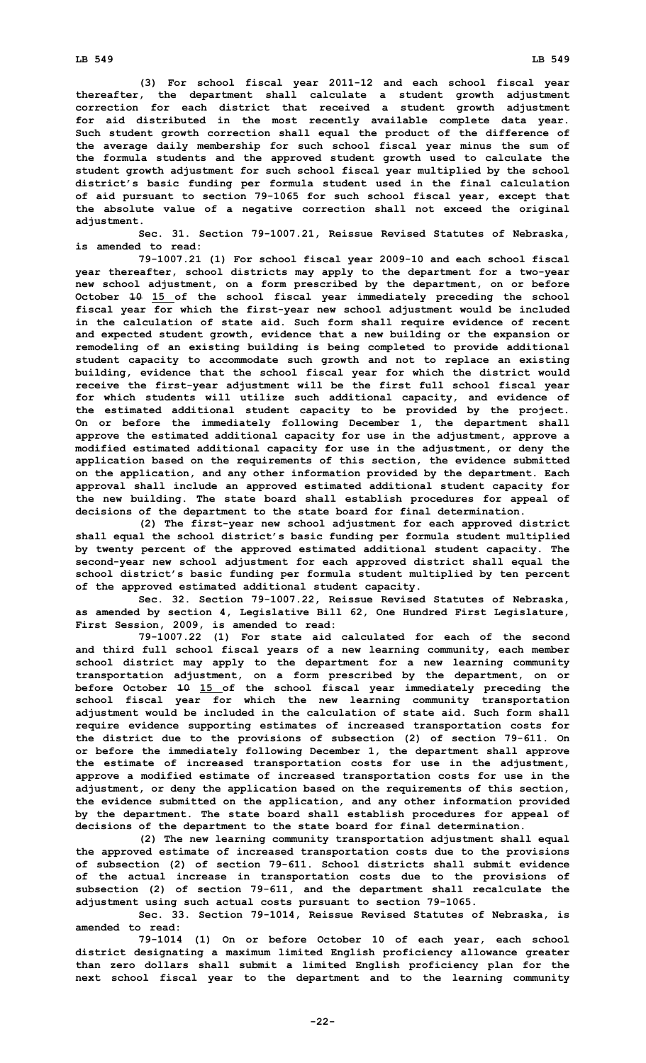(3) For school fiscal year 2011-12 and each school fiscal year thereafter, the department shall calculate a student growth adjustment correction for each district that received a student growth adjustment for aid distributed in the most recently available complete data year. Such student growth correction shall equal the product of the difference of the average daily membership for such school fiscal year minus the sum of the formula students and the approved student growth used to calculate the student growth adjustment for such school fiscal year multiplied by the school district's basic funding per formula student used in the final calculation of aid pursuant to section 79-1065 for such school fiscal year, except that the absolute value of a negative correction shall not exceed the original adjustment.

Sec. 31. Section 79-1007.21, Reissue Revised Statutes of Nebraska, is amended to read:

79-1007.21 (1) For school fiscal year 2009-10 and each school fiscal year thereafter, school districts may apply to the department for a two-year new school adjustment, on a form prescribed by the department, on or before October ~~10~~ 15 of the school fiscal year immediately preceding the school fiscal year for which the first-year new school adjustment would be included in the calculation of state aid. Such form shall require evidence of recent and expected student growth, evidence that a new building or the expansion or remodeling of an existing building is being completed to provide additional student capacity to accommodate such growth and not to replace an existing building, evidence that the school fiscal year for which the district would receive the first-year adjustment will be the first full school fiscal year for which students will utilize such additional capacity, and evidence of the estimated additional student capacity to be provided by the project. On or before the immediately following December 1, the department shall approve the estimated additional capacity for use in the adjustment, approve a modified estimated additional capacity for use in the adjustment, or deny the application based on the requirements of this section, the evidence submitted on the application, and any other information provided by the department. Each approval shall include an approved estimated additional student capacity for the new building. The state board shall establish procedures for appeal of decisions of the department to the state board for final determination.

(2) The first-year new school adjustment for each approved district shall equal the school district's basic funding per formula student multiplied by twenty percent of the approved estimated additional student capacity. The second-year new school adjustment for each approved district shall equal the school district's basic funding per formula student multiplied by ten percent of the approved estimated additional student capacity.

Sec. 32. Section 79-1007.22, Reissue Revised Statutes of Nebraska, as amended by section 4, Legislative Bill 62, One Hundred First Legislature, First Session, 2009, is amended to read:

79-1007.22 (1) For state aid calculated for each of the second and third full school fiscal years of a new learning community, each member school district may apply to the department for a new learning community transportation adjustment, on a form prescribed by the department, on or before October ~~10~~ 15 of the school fiscal year immediately preceding the school fiscal year for which the new learning community transportation adjustment would be included in the calculation of state aid. Such form shall require evidence supporting estimates of increased transportation costs for the district due to the provisions of subsection (2) of section 79-611. On or before the immediately following December 1, the department shall approve the estimate of increased transportation costs for use in the adjustment, approve a modified estimate of increased transportation costs for use in the adjustment, or deny the application based on the requirements of this section, the evidence submitted on the application, and any other information provided by the department. The state board shall establish procedures for appeal of decisions of the department to the state board for final determination.

(2) The new learning community transportation adjustment shall equal the approved estimate of increased transportation costs due to the provisions of subsection (2) of section 79-611. School districts shall submit evidence of the actual increase in transportation costs due to the provisions of subsection (2) of section 79-611, and the department shall recalculate the adjustment using such actual costs pursuant to section 79-1065.

Sec. 33. Section 79-1014, Reissue Revised Statutes of Nebraska, is amended to read:

79-1014 (1) On or before October 10 of each year, each school district designating a maximum limited English proficiency allowance greater than zero dollars shall submit a limited English proficiency plan for the next school fiscal year to the department and to the learning community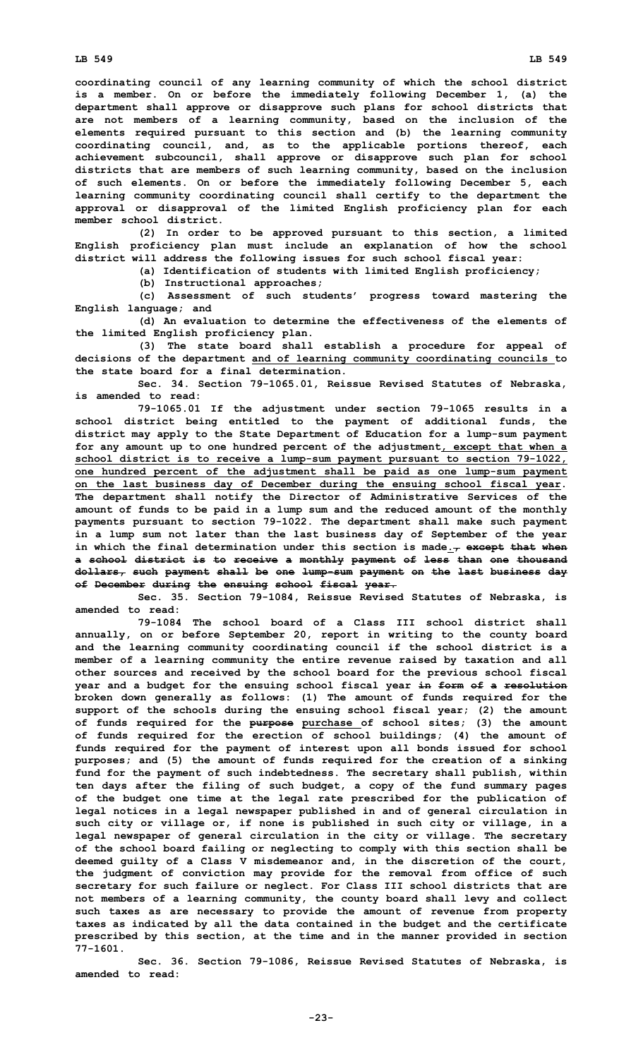coordinating council of any learning community of which the school district is a member. On or before the immediately following December 1, (a) the department shall approve or disapprove such plans for school districts that are not members of a learning community, based on the inclusion of the elements required pursuant to this section and (b) the learning community coordinating council, and, as to the applicable portions thereof, each achievement subcouncil, shall approve or disapprove such plan for school districts that are members of such learning community, based on the inclusion of such elements. On or before the immediately following December 5, each learning community coordinating council shall certify to the department the approval or disapproval of the limited English proficiency plan for each member school district.

(2) In order to be approved pursuant to this section, a limited English proficiency plan must include an explanation of how the school district will address the following issues for such school fiscal year:

(a) Identification of students with limited English proficiency;

(b) Instructional approaches;

(c) Assessment of such students' progress toward mastering the English language; and

(d) An evaluation to determine the effectiveness of the elements of the limited English proficiency plan.

(3) The state board shall establish a procedure for appeal of decisions of the department and of learning community coordinating councils to the state board for a final determination.

Sec. 34. Section 79-1065.01, Reissue Revised Statutes of Nebraska, is amended to read:

79-1065.01 If the adjustment under section 79-1065 results in a school district being entitled to the payment of additional funds, the district may apply to the State Department of Education for a lump-sum payment for any amount up to one hundred percent of the adjustment, except that when a school district is to receive a lump-sum payment pursuant to section 79-1022, one hundred percent of the adjustment shall be paid as one lump-sum payment on the last business day of December during the ensuing school fiscal year. The department shall notify the Director of Administrative Services of the amount of funds to be paid in a lump sum and the reduced amount of the monthly payments pursuant to section 79-1022. The department shall make such payment in a lump sum not later than the last business day of September of the year in which the final determination under this section is made., except that when a school district is to receive a monthly payment of less than one thousand dollars, such payment shall be one lump-sum payment on the last business day of December during the ensuing school fiscal year.

Sec. 35. Section 79-1084, Reissue Revised Statutes of Nebraska, is amended to read:

79-1084 The school board of a Class III school district shall annually, on or before September 20, report in writing to the county board and the learning community coordinating council if the school district is a member of a learning community the entire revenue raised by taxation and all other sources and received by the school board for the previous school fiscal year and a budget for the ensuing school fiscal year in form of a resolution broken down generally as follows: (1) The amount of funds required for the support of the schools during the ensuing school fiscal year; (2) the amount of funds required for the purpose purchase of school sites; (3) the amount of funds required for the erection of school buildings; (4) the amount of funds required for the payment of interest upon all bonds issued for school purposes; and (5) the amount of funds required for the creation of a sinking fund for the payment of such indebtedness. The secretary shall publish, within ten days after the filing of such budget, a copy of the fund summary pages of the budget one time at the legal rate prescribed for the publication of legal notices in a legal newspaper published in and of general circulation in such city or village or, if none is published in such city or village, in a legal newspaper of general circulation in the city or village. The secretary of the school board failing or neglecting to comply with this section shall be deemed guilty of a Class V misdemeanor and, in the discretion of the court, the judgment of conviction may provide for the removal from office of such secretary for such failure or neglect. For Class III school districts that are not members of a learning community, the county board shall levy and collect such taxes as are necessary to provide the amount of revenue from property taxes as indicated by all the data contained in the budget and the certificate prescribed by this section, at the time and in the manner provided in section 77-1601.

Sec. 36. Section 79-1086, Reissue Revised Statutes of Nebraska, is amended to read: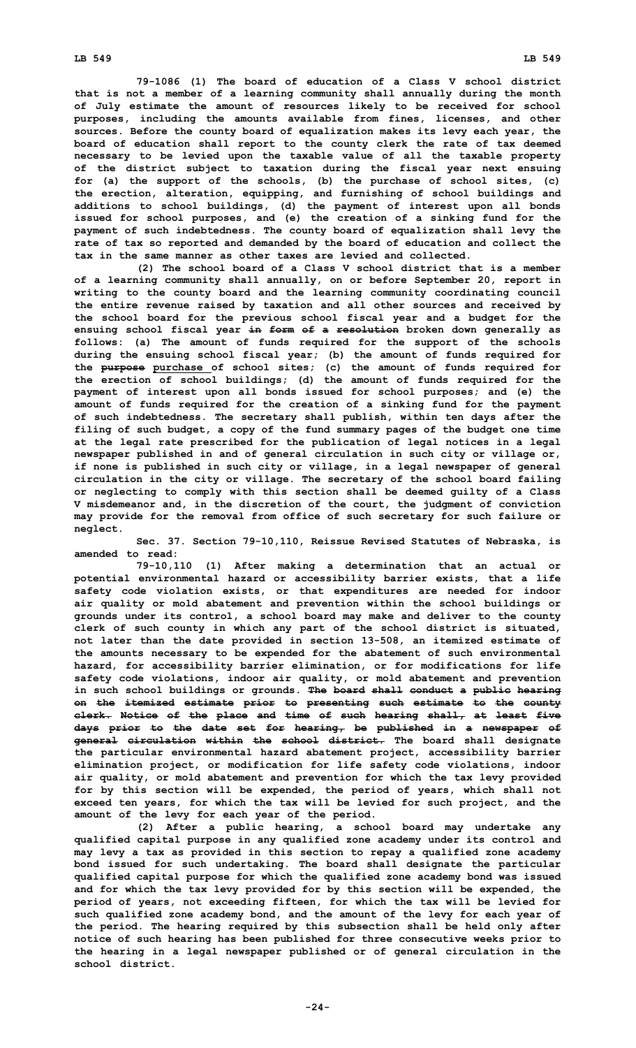79-1086 (1) The board of education of a Class V school district that is not a member of a learning community shall annually during the month of July estimate the amount of resources likely to be received for school purposes, including the amounts available from fines, licenses, and other sources. Before the county board of equalization makes its levy each year, the board of education shall report to the county clerk the rate of tax deemed necessary to be levied upon the taxable value of all the taxable property of the district subject to taxation during the fiscal year next ensuing for (a) the support of the schools, (b) the purchase of school sites, (c) the erection, alteration, equipping, and furnishing of school buildings and additions to school buildings, (d) the payment of interest upon all bonds issued for school purposes, and (e) the creation of a sinking fund for the payment of such indebtedness. The county board of equalization shall levy the rate of tax so reported and demanded by the board of education and collect the tax in the same manner as other taxes are levied and collected.

(2) The school board of a Class V school district that is a member of a learning community shall annually, on or before September 20, report in writing to the county board and the learning community coordinating council the entire revenue raised by taxation and all other sources and received by the school board for the previous school fiscal year and a budget for the ensuing school fiscal year ~~in form of a resolution~~ broken down generally as follows: (a) The amount of funds required for the support of the schools during the ensuing school fiscal year; (b) the amount of funds required for the ~~purpose~~ <u>purchase</u> of school sites; (c) the amount of funds required for the erection of school buildings; (d) the amount of funds required for the payment of interest upon all bonds issued for school purposes; and (e) the amount of funds required for the creation of a sinking fund for the payment of such indebtedness. The secretary shall publish, within ten days after the filing of such budget, a copy of the fund summary pages of the budget one time at the legal rate prescribed for the publication of legal notices in a legal newspaper published in and of general circulation in such city or village or, if none is published in such city or village, in a legal newspaper of general circulation in the city or village. The secretary of the school board failing or neglecting to comply with this section shall be deemed guilty of a Class V misdemeanor and, in the discretion of the court, the judgment of conviction may provide for the removal from office of such secretary for such failure or neglect.

Sec. 37. Section 79-10,110, Reissue Revised Statutes of Nebraska, is amended to read:

79-10,110 (1) After making a determination that an actual or potential environmental hazard or accessibility barrier exists, that a life safety code violation exists, or that expenditures are needed for indoor air quality or mold abatement and prevention within the school buildings or grounds under its control, a school board may make and deliver to the county clerk of such county in which any part of the school district is situated, not later than the date provided in section 13-508, an itemized estimate of the amounts necessary to be expended for the abatement of such environmental hazard, for accessibility barrier elimination, or for modifications for life safety code violations, indoor air quality, or mold abatement and prevention in such school buildings or grounds. ~~The board shall conduct a public hearing on the itemized estimate prior to presenting such estimate to the county clerk. Notice of the place and time of such hearing shall, at least five days prior to the date set for hearing, be published in a newspaper of general circulation within the school district.~~ The board shall designate the particular environmental hazard abatement project, accessibility barrier elimination project, or modification for life safety code violations, indoor air quality, or mold abatement and prevention for which the tax levy provided for by this section will be expended, the period of years, which shall not exceed ten years, for which the tax will be levied for such project, and the amount of the levy for each year of the period.

(2) After a public hearing, a school board may undertake any qualified capital purpose in any qualified zone academy under its control and may levy a tax as provided in this section to repay a qualified zone academy bond issued for such undertaking. The board shall designate the particular qualified capital purpose for which the qualified zone academy bond was issued and for which the tax levy provided for by this section will be expended, the period of years, not exceeding fifteen, for which the tax will be levied for such qualified zone academy bond, and the amount of the levy for each year of the period. The hearing required by this subsection shall be held only after notice of such hearing has been published for three consecutive weeks prior to the hearing in a legal newspaper published or of general circulation in the school district.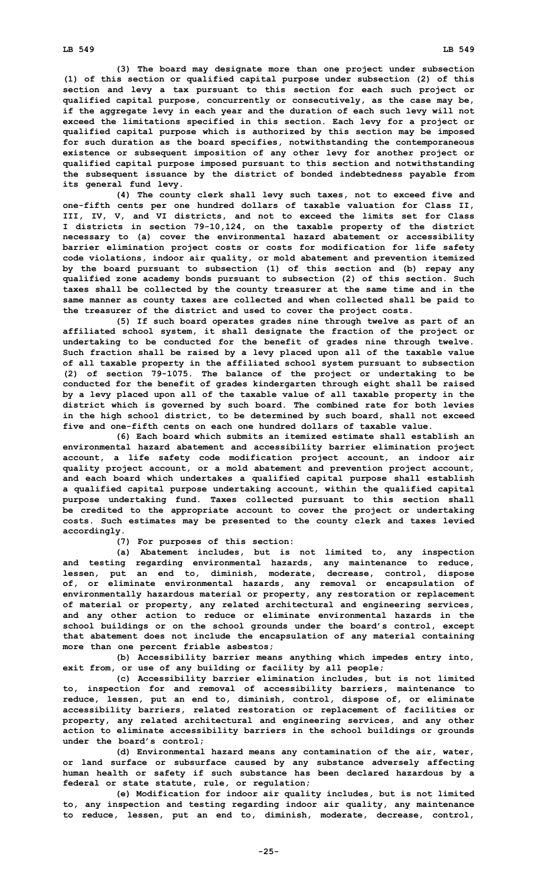(3) The board may designate more than one project under subsection (1) of this section or qualified capital purpose under subsection (2) of this section and levy a tax pursuant to this section for each such project or qualified capital purpose, concurrently or consecutively, as the case may be, if the aggregate levy in each year and the duration of each such levy will not exceed the limitations specified in this section. Each levy for a project or qualified capital purpose which is authorized by this section may be imposed for such duration as the board specifies, notwithstanding the contemporaneous existence or subsequent imposition of any other levy for another project or qualified capital purpose imposed pursuant to this section and notwithstanding the subsequent issuance by the district of bonded indebtedness payable from its general fund levy.

(4) The county clerk shall levy such taxes, not to exceed five and one-fifth cents per one hundred dollars of taxable valuation for Class II, III, IV, V, and VI districts, and not to exceed the limits set for Class I districts in section 79-10,124, on the taxable property of the district necessary to (a) cover the environmental hazard abatement or accessibility barrier elimination project costs or costs for modification for life safety code violations, indoor air quality, or mold abatement and prevention itemized by the board pursuant to subsection (1) of this section and (b) repay any qualified zone academy bonds pursuant to subsection (2) of this section. Such taxes shall be collected by the county treasurer at the same time and in the same manner as county taxes are collected and when collected shall be paid to the treasurer of the district and used to cover the project costs.

(5) If such board operates grades nine through twelve as part of an affiliated school system, it shall designate the fraction of the project or undertaking to be conducted for the benefit of grades nine through twelve. Such fraction shall be raised by a levy placed upon all of the taxable value of all taxable property in the affiliated school system pursuant to subsection (2) of section 79-1075. The balance of the project or undertaking to be conducted for the benefit of grades kindergarten through eight shall be raised by a levy placed upon all of the taxable value of all taxable property in the district which is governed by such board. The combined rate for both levies in the high school district, to be determined by such board, shall not exceed five and one-fifth cents on each one hundred dollars of taxable value.

(6) Each board which submits an itemized estimate shall establish an environmental hazard abatement and accessibility barrier elimination project account, a life safety code modification project account, an indoor air quality project account, or a mold abatement and prevention project account, and each board which undertakes a qualified capital purpose shall establish a qualified capital purpose undertaking account, within the qualified capital purpose undertaking fund. Taxes collected pursuant to this section shall be credited to the appropriate account to cover the project or undertaking costs. Such estimates may be presented to the county clerk and taxes levied accordingly.

(7) For purposes of this section:

(a) Abatement includes, but is not limited to, any inspection and testing regarding environmental hazards, any maintenance to reduce, lessen, put an end to, diminish, moderate, decrease, control, dispose of, or eliminate environmental hazards, any removal or encapsulation of environmentally hazardous material or property, any restoration or replacement of material or property, any related architectural and engineering services, and any other action to reduce or eliminate environmental hazards in the school buildings or on the school grounds under the board's control, except that abatement does not include the encapsulation of any material containing more than one percent friable asbestos;

(b) Accessibility barrier means anything which impedes entry into, exit from, or use of any building or facility by all people;

(c) Accessibility barrier elimination includes, but is not limited to, inspection for and removal of accessibility barriers, maintenance to reduce, lessen, put an end to, diminish, control, dispose of, or eliminate accessibility barriers, related restoration or replacement of facilities or property, any related architectural and engineering services, and any other action to eliminate accessibility barriers in the school buildings or grounds under the board's control;

(d) Environmental hazard means any contamination of the air, water, or land surface or subsurface caused by any substance adversely affecting human health or safety if such substance has been declared hazardous by a federal or state statute, rule, or regulation;

(e) Modification for indoor air quality includes, but is not limited to, any inspection and testing regarding indoor air quality, any maintenance to reduce, lessen, put an end to, diminish, moderate, decrease, control,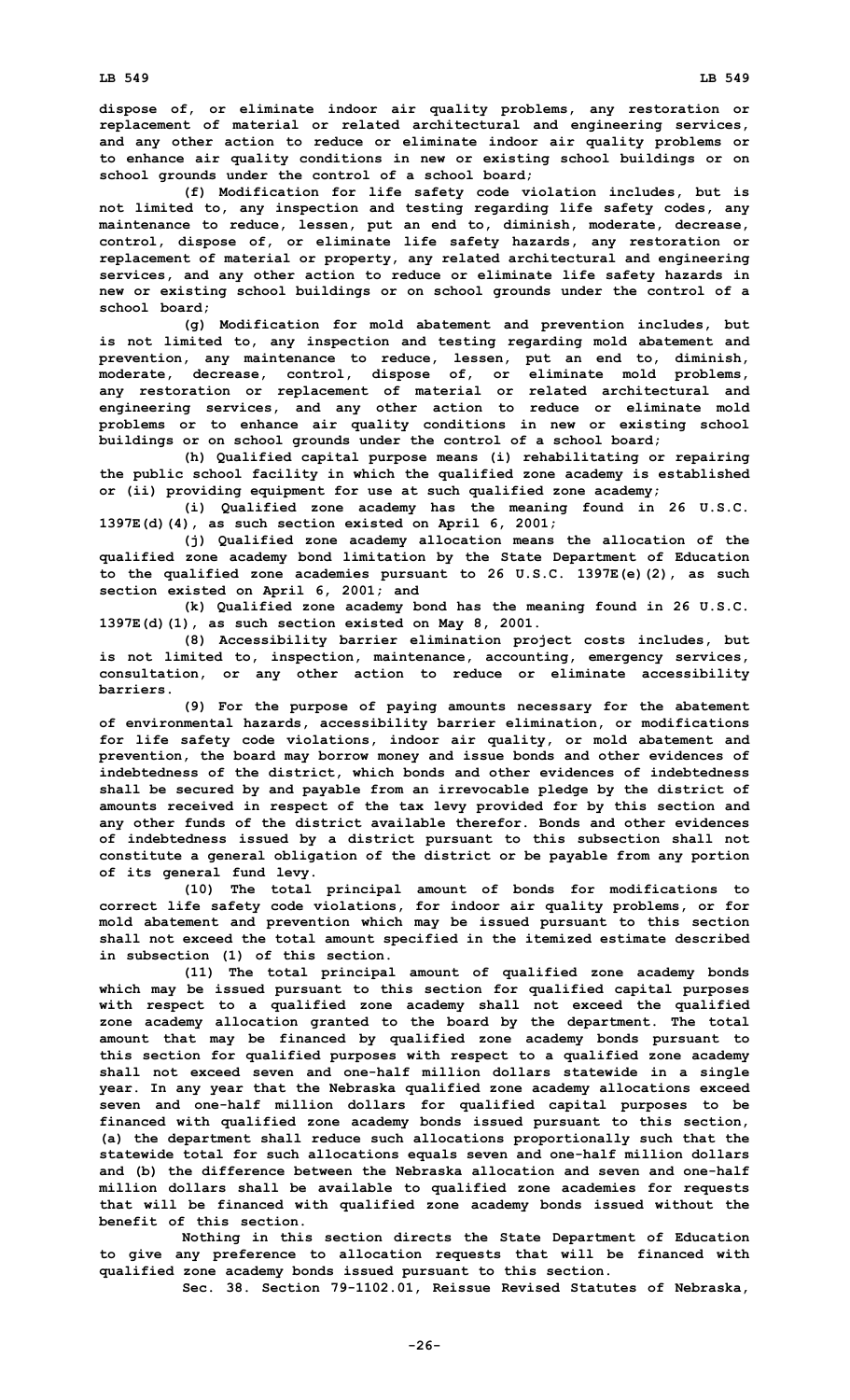dispose of, or eliminate indoor air quality problems, any restoration or replacement of material or related architectural and engineering services, and any other action to reduce or eliminate indoor air quality problems or to enhance air quality conditions in new or existing school buildings or on school grounds under the control of a school board;

(f) Modification for life safety code violation includes, but is not limited to, any inspection and testing regarding life safety codes, any maintenance to reduce, lessen, put an end to, diminish, moderate, decrease, control, dispose of, or eliminate life safety hazards, any restoration or replacement of material or property, any related architectural and engineering services, and any other action to reduce or eliminate life safety hazards in new or existing school buildings or on school grounds under the control of a school board;

(g) Modification for mold abatement and prevention includes, but is not limited to, any inspection and testing regarding mold abatement and prevention, any maintenance to reduce, lessen, put an end to, diminish, moderate, decrease, control, dispose of, or eliminate mold problems, any restoration or replacement of material or related architectural and engineering services, and any other action to reduce or eliminate mold problems or to enhance air quality conditions in new or existing school buildings or on school grounds under the control of a school board;

(h) Qualified capital purpose means (i) rehabilitating or repairing the public school facility in which the qualified zone academy is established or (ii) providing equipment for use at such qualified zone academy;

(i) Qualified zone academy has the meaning found in 26 U.S.C. 1397E(d)(4), as such section existed on April 6, 2001;

(j) Qualified zone academy allocation means the allocation of the qualified zone academy bond limitation by the State Department of Education to the qualified zone academies pursuant to 26 U.S.C. 1397E(e)(2), as such section existed on April 6, 2001; and

(k) Qualified zone academy bond has the meaning found in 26 U.S.C. 1397E(d)(1), as such section existed on May 8, 2001.

(8) Accessibility barrier elimination project costs includes, but is not limited to, inspection, maintenance, accounting, emergency services, consultation, or any other action to reduce or eliminate accessibility barriers.

(9) For the purpose of paying amounts necessary for the abatement of environmental hazards, accessibility barrier elimination, or modifications for life safety code violations, indoor air quality, or mold abatement and prevention, the board may borrow money and issue bonds and other evidences of indebtedness of the district, which bonds and other evidences of indebtedness shall be secured by and payable from an irrevocable pledge by the district of amounts received in respect of the tax levy provided for by this section and any other funds of the district available therefor. Bonds and other evidences of indebtedness issued by a district pursuant to this subsection shall not constitute a general obligation of the district or be payable from any portion of its general fund levy.

(10) The total principal amount of bonds for modifications to correct life safety code violations, for indoor air quality problems, or for mold abatement and prevention which may be issued pursuant to this section shall not exceed the total amount specified in the itemized estimate described in subsection (1) of this section.

(11) The total principal amount of qualified zone academy bonds which may be issued pursuant to this section for qualified capital purposes with respect to a qualified zone academy shall not exceed the qualified zone academy allocation granted to the board by the department. The total amount that may be financed by qualified zone academy bonds pursuant to this section for qualified purposes with respect to a qualified zone academy shall not exceed seven and one-half million dollars statewide in a single year. In any year that the Nebraska qualified zone academy allocations exceed seven and one-half million dollars for qualified capital purposes to be financed with qualified zone academy bonds issued pursuant to this section, (a) the department shall reduce such allocations proportionally such that the statewide total for such allocations equals seven and one-half million dollars and (b) the difference between the Nebraska allocation and seven and one-half million dollars shall be available to qualified zone academies for requests that will be financed with qualified zone academy bonds issued without the benefit of this section.

Nothing in this section directs the State Department of Education to give any preference to allocation requests that will be financed with qualified zone academy bonds issued pursuant to this section.

Sec. 38. Section 79-1102.01, Reissue Revised Statutes of Nebraska,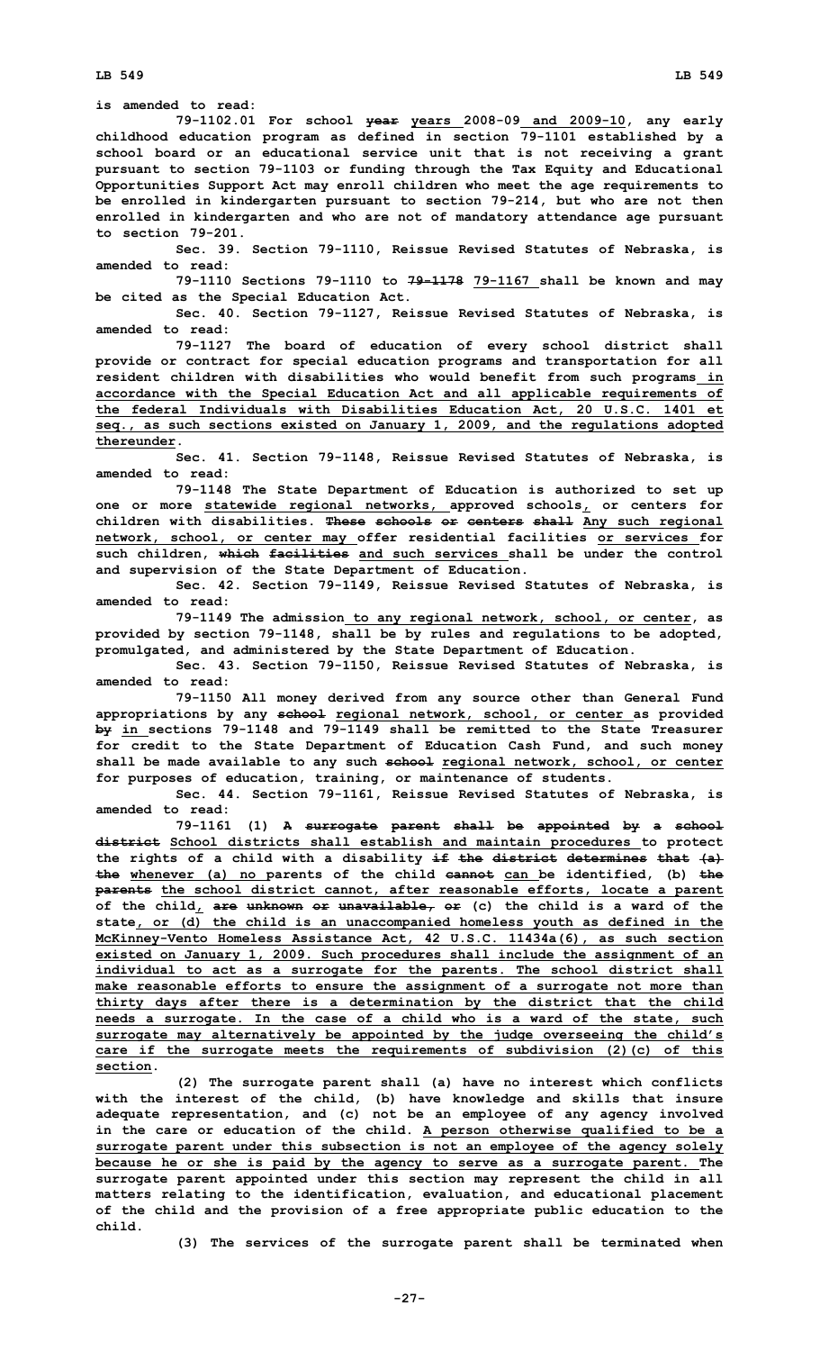is amended to read:

79-1102.01 For school ~~year~~ years 2008-09 and 2009-10, any early childhood education program as defined in section 79-1101 established by a school board or an educational service unit that is not receiving a grant pursuant to section 79-1103 or funding through the Tax Equity and Educational Opportunities Support Act may enroll children who meet the age requirements to be enrolled in kindergarten pursuant to section 79-214, but who are not then enrolled in kindergarten and who are not of mandatory attendance age pursuant to section 79-201.

Sec. 39. Section 79-1110, Reissue Revised Statutes of Nebraska, is amended to read:

79-1110 Sections 79-1110 to ~~79-1178~~ 79-1167 shall be known and may be cited as the Special Education Act.

Sec. 40. Section 79-1127, Reissue Revised Statutes of Nebraska, is amended to read:

79-1127 The board of education of every school district shall provide or contract for special education programs and transportation for all resident children with disabilities who would benefit from such programs in accordance with the Special Education Act and all applicable requirements of the federal Individuals with Disabilities Education Act, 20 U.S.C. 1401 et seq., as such sections existed on January 1, 2009, and the regulations adopted thereunder.

Sec. 41. Section 79-1148, Reissue Revised Statutes of Nebraska, is amended to read:

79-1148 The State Department of Education is authorized to set up one or more statewide regional networks, approved schools, or centers for children with disabilities. ~~These schools or centers shall~~ Any such regional network, school, or center may offer residential facilities or services for such children, ~~which facilities~~ and such services shall be under the control and supervision of the State Department of Education.

Sec. 42. Section 79-1149, Reissue Revised Statutes of Nebraska, is amended to read:

79-1149 The admission to any regional network, school, or center, as provided by section 79-1148, shall be by rules and regulations to be adopted, promulgated, and administered by the State Department of Education.

Sec. 43. Section 79-1150, Reissue Revised Statutes of Nebraska, is amended to read:

79-1150 All money derived from any source other than General Fund appropriations by any ~~school~~ regional network, school, or center as provided ~~by~~ in sections 79-1148 and 79-1149 shall be remitted to the State Treasurer for credit to the State Department of Education Cash Fund, and such money shall be made available to any such ~~school~~ regional network, school, or center for purposes of education, training, or maintenance of students.

Sec. 44. Section 79-1161, Reissue Revised Statutes of Nebraska, is amended to read:

79-1161 (1) ~~A surrogate parent shall be appointed by a school district~~ School districts shall establish and maintain procedures to protect the rights of a child with a disability ~~if the district determines that (a) the~~ whenever (a) no parents of the child ~~cannot~~ can be identified, (b) ~~the parents~~ the school district cannot, after reasonable efforts, locate a parent of the child, ~~are unknown or unavailable, or~~ (c) the child is a ward of the state, or (d) the child is an unaccompanied homeless youth as defined in the McKinney-Vento Homeless Assistance Act, 42 U.S.C. 11434a(6), as such section existed on January 1, 2009. Such procedures shall include the assignment of an individual to act as a surrogate for the parents. The school district shall make reasonable efforts to ensure the assignment of a surrogate not more than thirty days after there is a determination by the district that the child needs a surrogate. In the case of a child who is a ward of the state, such surrogate may alternatively be appointed by the judge overseeing the child's care if the surrogate meets the requirements of subdivision (2)(c) of this section.

(2) The surrogate parent shall (a) have no interest which conflicts with the interest of the child, (b) have knowledge and skills that insure adequate representation, and (c) not be an employee of any agency involved in the care or education of the child. A person otherwise qualified to be a surrogate parent under this subsection is not an employee of the agency solely because he or she is paid by the agency to serve as a surrogate parent. The surrogate parent appointed under this section may represent the child in all matters relating to the identification, evaluation, and educational placement of the child and the provision of a free appropriate public education to the child.

(3) The services of the surrogate parent shall be terminated when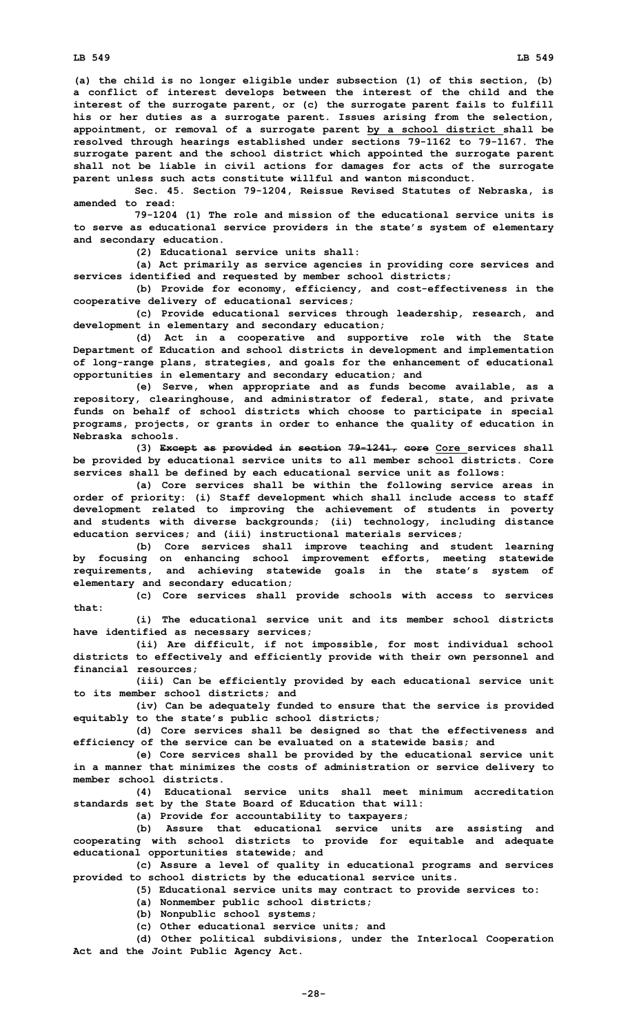(a) the child is no longer eligible under subsection (1) of this section, (b) a conflict of interest develops between the interest of the child and the interest of the surrogate parent, or (c) the surrogate parent fails to fulfill his or her duties as a surrogate parent. Issues arising from the selection, appointment, or removal of a surrogate parent by a school district shall be resolved through hearings established under sections 79-1162 to 79-1167. The surrogate parent and the school district which appointed the surrogate parent shall not be liable in civil actions for damages for acts of the surrogate parent unless such acts constitute willful and wanton misconduct.

Sec. 45. Section 79-1204, Reissue Revised Statutes of Nebraska, is amended to read:

79-1204 (1) The role and mission of the educational service units is to serve as educational service providers in the state's system of elementary and secondary education.

(2) Educational service units shall:

(a) Act primarily as service agencies in providing core services and services identified and requested by member school districts;

(b) Provide for economy, efficiency, and cost-effectiveness in the cooperative delivery of educational services;

(c) Provide educational services through leadership, research, and development in elementary and secondary education;

(d) Act in a cooperative and supportive role with the State Department of Education and school districts in development and implementation of long-range plans, strategies, and goals for the enhancement of educational opportunities in elementary and secondary education; and

(e) Serve, when appropriate and as funds become available, as a repository, clearinghouse, and administrator of federal, state, and private funds on behalf of school districts which choose to participate in special programs, projects, or grants in order to enhance the quality of education in Nebraska schools.

(3) ~~Except as provided in section 79-1241, core~~ Core services shall be provided by educational service units to all member school districts. Core services shall be defined by each educational service unit as follows:

(a) Core services shall be within the following service areas in order of priority: (i) Staff development which shall include access to staff development related to improving the achievement of students in poverty and students with diverse backgrounds; (ii) technology, including distance education services; and (iii) instructional materials services;

(b) Core services shall improve teaching and student learning by focusing on enhancing school improvement efforts, meeting statewide requirements, and achieving statewide goals in the state's system of elementary and secondary education;

(c) Core services shall provide schools with access to services that:

(i) The educational service unit and its member school districts have identified as necessary services;

(ii) Are difficult, if not impossible, for most individual school districts to effectively and efficiently provide with their own personnel and financial resources;

(iii) Can be efficiently provided by each educational service unit to its member school districts; and

(iv) Can be adequately funded to ensure that the service is provided equitably to the state's public school districts;

(d) Core services shall be designed so that the effectiveness and efficiency of the service can be evaluated on a statewide basis; and

(e) Core services shall be provided by the educational service unit in a manner that minimizes the costs of administration or service delivery to member school districts.

(4) Educational service units shall meet minimum accreditation standards set by the State Board of Education that will:

(a) Provide for accountability to taxpayers;

(b) Assure that educational service units are assisting and cooperating with school districts to provide for equitable and adequate educational opportunities statewide; and

(c) Assure a level of quality in educational programs and services provided to school districts by the educational service units.

(5) Educational service units may contract to provide services to:

(a) Nonmember public school districts;

(b) Nonpublic school systems;

(c) Other educational service units; and

(d) Other political subdivisions, under the Interlocal Cooperation Act and the Joint Public Agency Act.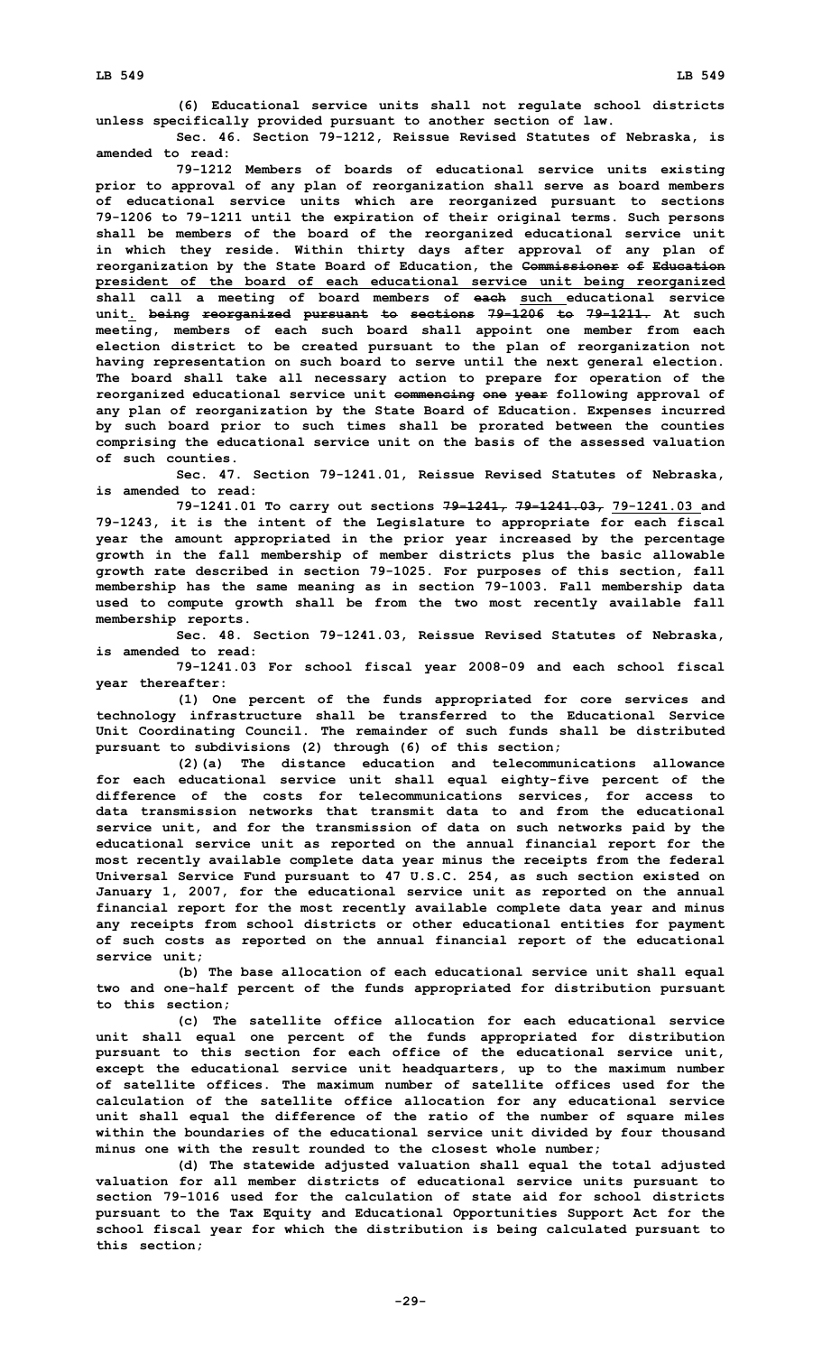(6) Educational service units shall not regulate school districts unless specifically provided pursuant to another section of law.

Sec. 46. Section 79-1212, Reissue Revised Statutes of Nebraska, is amended to read:

79-1212 Members of boards of educational service units existing prior to approval of any plan of reorganization shall serve as board members of educational service units which are reorganized pursuant to sections 79-1206 to 79-1211 until the expiration of their original terms. Such persons shall be members of the board of the reorganized educational service unit in which they reside. Within thirty days after approval of any plan of reorganization by the State Board of Education, the ~~Commissioner of Education~~ president of the board of each educational service unit being reorganized shall call a meeting of board members of ~~each~~ such educational service unit. ~~being reorganized pursuant to sections 79-1206 to 79-1211.~~ At such meeting, members of each such board shall appoint one member from each election district to be created pursuant to the plan of reorganization not having representation on such board to serve until the next general election. The board shall take all necessary action to prepare for operation of the reorganized educational service unit ~~commencing one year~~ following approval of any plan of reorganization by the State Board of Education. Expenses incurred by such board prior to such times shall be prorated between the counties comprising the educational service unit on the basis of the assessed valuation of such counties.

Sec. 47. Section 79-1241.01, Reissue Revised Statutes of Nebraska, is amended to read:

79-1241.01 To carry out sections ~~79-1241, 79-1241.03,~~ 79-1241.03 and 79-1243, it is the intent of the Legislature to appropriate for each fiscal year the amount appropriated in the prior year increased by the percentage growth in the fall membership of member districts plus the basic allowable growth rate described in section 79-1025. For purposes of this section, fall membership has the same meaning as in section 79-1003. Fall membership data used to compute growth shall be from the two most recently available fall membership reports.

Sec. 48. Section 79-1241.03, Reissue Revised Statutes of Nebraska, is amended to read:

79-1241.03 For school fiscal year 2008-09 and each school fiscal year thereafter:

(1) One percent of the funds appropriated for core services and technology infrastructure shall be transferred to the Educational Service Unit Coordinating Council. The remainder of such funds shall be distributed pursuant to subdivisions (2) through (6) of this section;

(2)(a) The distance education and telecommunications allowance for each educational service unit shall equal eighty-five percent of the difference of the costs for telecommunications services, for access to data transmission networks that transmit data to and from the educational service unit, and for the transmission of data on such networks paid by the educational service unit as reported on the annual financial report for the most recently available complete data year minus the receipts from the federal Universal Service Fund pursuant to 47 U.S.C. 254, as such section existed on January 1, 2007, for the educational service unit as reported on the annual financial report for the most recently available complete data year and minus any receipts from school districts or other educational entities for payment of such costs as reported on the annual financial report of the educational service unit;

(b) The base allocation of each educational service unit shall equal two and one-half percent of the funds appropriated for distribution pursuant to this section;

(c) The satellite office allocation for each educational service unit shall equal one percent of the funds appropriated for distribution pursuant to this section for each office of the educational service unit, except the educational service unit headquarters, up to the maximum number of satellite offices. The maximum number of satellite offices used for the calculation of the satellite office allocation for any educational service unit shall equal the difference of the ratio of the number of square miles within the boundaries of the educational service unit divided by four thousand minus one with the result rounded to the closest whole number;

(d) The statewide adjusted valuation shall equal the total adjusted valuation for all member districts of educational service units pursuant to section 79-1016 used for the calculation of state aid for school districts pursuant to the Tax Equity and Educational Opportunities Support Act for the school fiscal year for which the distribution is being calculated pursuant to this section;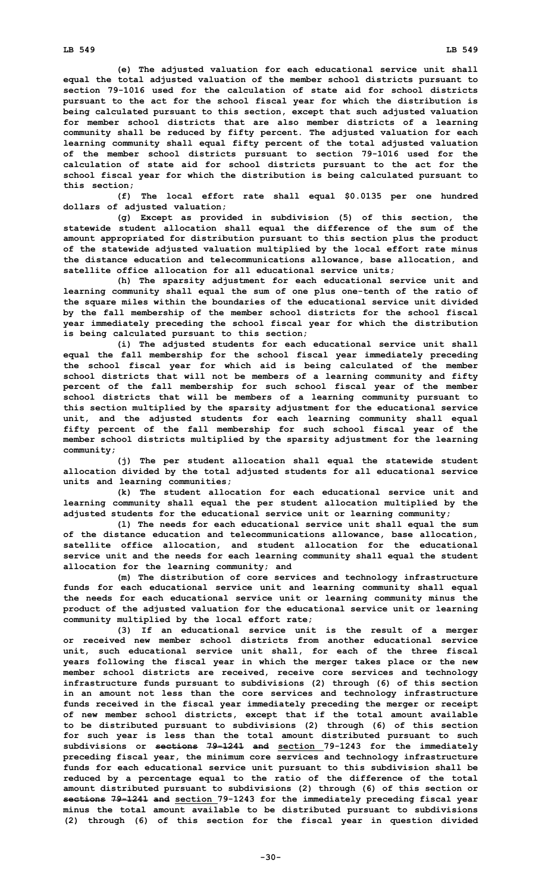**(e) The adjusted valuation for each educational service unit shall equal the total adjusted valuation of the member school districts pursuant to section 79-1016 used for the calculation of state aid for school districts pursuant to the act for the school fiscal year for which the distribution is being calculated pursuant to this section, except that such adjusted valuation for member school districts that are also member districts of a learning community shall be reduced by fifty percent. The adjusted valuation for each learning community shall equal fifty percent of the total adjusted valuation of the member school districts pursuant to section 79-1016 used for the calculation of state aid for school districts pursuant to the act for the school fiscal year for which the distribution is being calculated pursuant to this section;**

**(f) The local effort rate shall equal $0.0135 per one hundred dollars of adjusted valuation;**

**(g) Except as provided in subdivision (5) of this section, the statewide student allocation shall equal the difference of the sum of the amount appropriated for distribution pursuant to this section plus the product of the statewide adjusted valuation multiplied by the local effort rate minus the distance education and telecommunications allowance, base allocation, and satellite office allocation for all educational service units;**

**(h) The sparsity adjustment for each educational service unit and learning community shall equal the sum of one plus one-tenth of the ratio of the square miles within the boundaries of the educational service unit divided by the fall membership of the member school districts for the school fiscal year immediately preceding the school fiscal year for which the distribution is being calculated pursuant to this section;**

**(i) The adjusted students for each educational service unit shall equal the fall membership for the school fiscal year immediately preceding the school fiscal year for which aid is being calculated of the member school districts that will not be members of a learning community and fifty percent of the fall membership for such school fiscal year of the member school districts that will be members of a learning community pursuant to this section multiplied by the sparsity adjustment for the educational service unit, and the adjusted students for each learning community shall equal fifty percent of the fall membership for such school fiscal year of the member school districts multiplied by the sparsity adjustment for the learning community;**

**(j) The per student allocation shall equal the statewide student allocation divided by the total adjusted students for all educational service units and learning communities;**

**(k) The student allocation for each educational service unit and learning community shall equal the per student allocation multiplied by the adjusted students for the educational service unit or learning community;**

**(l) The needs for each educational service unit shall equal the sum of the distance education and telecommunications allowance, base allocation, satellite office allocation, and student allocation for the educational service unit and the needs for each learning community shall equal the student allocation for the learning community; and**

**(m) The distribution of core services and technology infrastructure funds for each educational service unit and learning community shall equal the needs for each educational service unit or learning community minus the product of the adjusted valuation for the educational service unit or learning community multiplied by the local effort rate;**

**(3) If an educational service unit is the result of a merger or received new member school districts from another educational service unit, such educational service unit shall, for each of the three fiscal years following the fiscal year in which the merger takes place or the new member school districts are received, receive core services and technology infrastructure funds pursuant to subdivisions (2) through (6) of this section in an amount not less than the core services and technology infrastructure funds received in the fiscal year immediately preceding the merger or receipt of new member school districts, except that if the total amount available to be distributed pursuant to subdivisions (2) through (6) of this section for such year is less than the total amount distributed pursuant to such subdivisions or ~~sections 79-1241 and~~ section 79-1243 for the immediately preceding fiscal year, the minimum core services and technology infrastructure funds for each educational service unit pursuant to this subdivision shall be reduced by a percentage equal to the ratio of the difference of the total amount distributed pursuant to subdivisions (2) through (6) of this section or ~~sections 79-1241 and~~ section 79-1243 for the immediately preceding fiscal year minus the total amount available to be distributed pursuant to subdivisions (2) through (6) of this section for the fiscal year in question divided**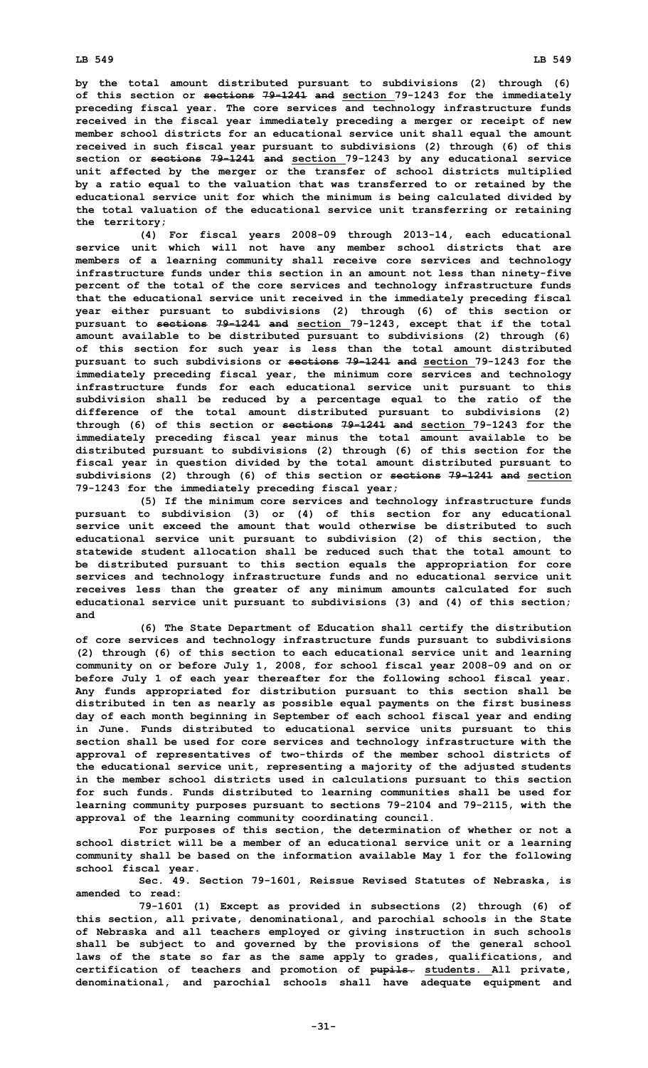by the total amount distributed pursuant to subdivisions (2) through (6) of this section or sections 79-1241 and section 79-1243 for the immediately preceding fiscal year. The core services and technology infrastructure funds received in the fiscal year immediately preceding a merger or receipt of new member school districts for an educational service unit shall equal the amount received in such fiscal year pursuant to subdivisions (2) through (6) of this section or sections 79-1241 and section 79-1243 by any educational service unit affected by the merger or the transfer of school districts multiplied by a ratio equal to the valuation that was transferred to or retained by the educational service unit for which the minimum is being calculated divided by the total valuation of the educational service unit transferring or retaining the territory;

(4) For fiscal years 2008-09 through 2013-14, each educational service unit which will not have any member school districts that are members of a learning community shall receive core services and technology infrastructure funds under this section in an amount not less than ninety-five percent of the total of the core services and technology infrastructure funds that the educational service unit received in the immediately preceding fiscal year either pursuant to subdivisions (2) through (6) of this section or pursuant to sections 79-1241 and section 79-1243, except that if the total amount available to be distributed pursuant to subdivisions (2) through (6) of this section for such year is less than the total amount distributed pursuant to such subdivisions or sections 79-1241 and section 79-1243 for the immediately preceding fiscal year, the minimum core services and technology infrastructure funds for each educational service unit pursuant to this subdivision shall be reduced by a percentage equal to the ratio of the difference of the total amount distributed pursuant to subdivisions (2) through (6) of this section or sections 79-1241 and section 79-1243 for the immediately preceding fiscal year minus the total amount available to be distributed pursuant to subdivisions (2) through (6) of this section for the fiscal year in question divided by the total amount distributed pursuant to subdivisions (2) through (6) of this section or sections 79-1241 and section 79-1243 for the immediately preceding fiscal year;

(5) If the minimum core services and technology infrastructure funds pursuant to subdivision (3) or (4) of this section for any educational service unit exceed the amount that would otherwise be distributed to such educational service unit pursuant to subdivision (2) of this section, the statewide student allocation shall be reduced such that the total amount to be distributed pursuant to this section equals the appropriation for core services and technology infrastructure funds and no educational service unit receives less than the greater of any minimum amounts calculated for such educational service unit pursuant to subdivisions (3) and (4) of this section; and

(6) The State Department of Education shall certify the distribution of core services and technology infrastructure funds pursuant to subdivisions (2) through (6) of this section to each educational service unit and learning community on or before July 1, 2008, for school fiscal year 2008-09 and on or before July 1 of each year thereafter for the following school fiscal year. Any funds appropriated for distribution pursuant to this section shall be distributed in ten as nearly as possible equal payments on the first business day of each month beginning in September of each school fiscal year and ending in June. Funds distributed to educational service units pursuant to this section shall be used for core services and technology infrastructure with the approval of representatives of two-thirds of the member school districts of the educational service unit, representing a majority of the adjusted students in the member school districts used in calculations pursuant to this section for such funds. Funds distributed to learning communities shall be used for learning community purposes pursuant to sections 79-2104 and 79-2115, with the approval of the learning community coordinating council.

For purposes of this section, the determination of whether or not a school district will be a member of an educational service unit or a learning community shall be based on the information available May 1 for the following school fiscal year.

Sec. 49. Section 79-1601, Reissue Revised Statutes of Nebraska, is amended to read:

79-1601 (1) Except as provided in subsections (2) through (6) of this section, all private, denominational, and parochial schools in the State of Nebraska and all teachers employed or giving instruction in such schools shall be subject to and governed by the provisions of the general school laws of the state so far as the same apply to grades, qualifications, and certification of teachers and promotion of pupils. students. All private, denominational, and parochial schools shall have adequate equipment and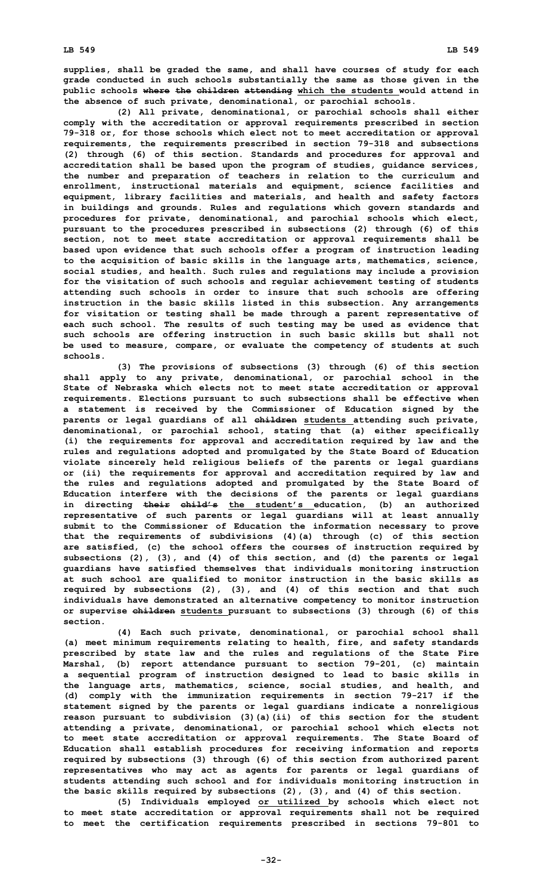supplies, shall be graded the same, and shall have courses of study for each grade conducted in such schools substantially the same as those given in the public schools ~~where the children attending~~ <u>which the students</u> would attend in the absence of such private, denominational, or parochial schools.

(2) All private, denominational, or parochial schools shall either comply with the accreditation or approval requirements prescribed in section 79-318 or, for those schools which elect not to meet accreditation or approval requirements, the requirements prescribed in section 79-318 and subsections (2) through (6) of this section. Standards and procedures for approval and accreditation shall be based upon the program of studies, guidance services, the number and preparation of teachers in relation to the curriculum and enrollment, instructional materials and equipment, science facilities and equipment, library facilities and materials, and health and safety factors in buildings and grounds. Rules and regulations which govern standards and procedures for private, denominational, and parochial schools which elect, pursuant to the procedures prescribed in subsections (2) through (6) of this section, not to meet state accreditation or approval requirements shall be based upon evidence that such schools offer a program of instruction leading to the acquisition of basic skills in the language arts, mathematics, science, social studies, and health. Such rules and regulations may include a provision for the visitation of such schools and regular achievement testing of students attending such schools in order to insure that such schools are offering instruction in the basic skills listed in this subsection. Any arrangements for visitation or testing shall be made through a parent representative of each such school. The results of such testing may be used as evidence that such schools are offering instruction in such basic skills but shall not be used to measure, compare, or evaluate the competency of students at such schools.

(3) The provisions of subsections (3) through (6) of this section shall apply to any private, denominational, or parochial school in the State of Nebraska which elects not to meet state accreditation or approval requirements. Elections pursuant to such subsections shall be effective when a statement is received by the Commissioner of Education signed by the parents or legal guardians of all ~~children~~ <u>students</u> attending such private, denominational, or parochial school, stating that (a) either specifically (i) the requirements for approval and accreditation required by law and the rules and regulations adopted and promulgated by the State Board of Education violate sincerely held religious beliefs of the parents or legal guardians or (ii) the requirements for approval and accreditation required by law and the rules and regulations adopted and promulgated by the State Board of Education interfere with the decisions of the parents or legal guardians in directing ~~their child's~~ <u>the student's</u> education, (b) an authorized representative of such parents or legal guardians will at least annually submit to the Commissioner of Education the information necessary to prove that the requirements of subdivisions (4)(a) through (c) of this section are satisfied, (c) the school offers the courses of instruction required by subsections (2), (3), and (4) of this section, and (d) the parents or legal guardians have satisfied themselves that individuals monitoring instruction at such school are qualified to monitor instruction in the basic skills as required by subsections (2), (3), and (4) of this section and that such individuals have demonstrated an alternative competency to monitor instruction or supervise ~~children~~ <u>students</u> pursuant to subsections (3) through (6) of this section.

(4) Each such private, denominational, or parochial school shall (a) meet minimum requirements relating to health, fire, and safety standards prescribed by state law and the rules and regulations of the State Fire Marshal, (b) report attendance pursuant to section 79-201, (c) maintain a sequential program of instruction designed to lead to basic skills in the language arts, mathematics, science, social studies, and health, and (d) comply with the immunization requirements in section 79-217 if the statement signed by the parents or legal guardians indicate a nonreligious reason pursuant to subdivision (3)(a)(ii) of this section for the student attending a private, denominational, or parochial school which elects not to meet state accreditation or approval requirements. The State Board of Education shall establish procedures for receiving information and reports required by subsections (3) through (6) of this section from authorized parent representatives who may act as agents for parents or legal guardians of students attending such school and for individuals monitoring instruction in the basic skills required by subsections (2), (3), and (4) of this section.

(5) Individuals employed <u>or utilized</u> by schools which elect not to meet state accreditation or approval requirements shall not be required to meet the certification requirements prescribed in sections 79-801 to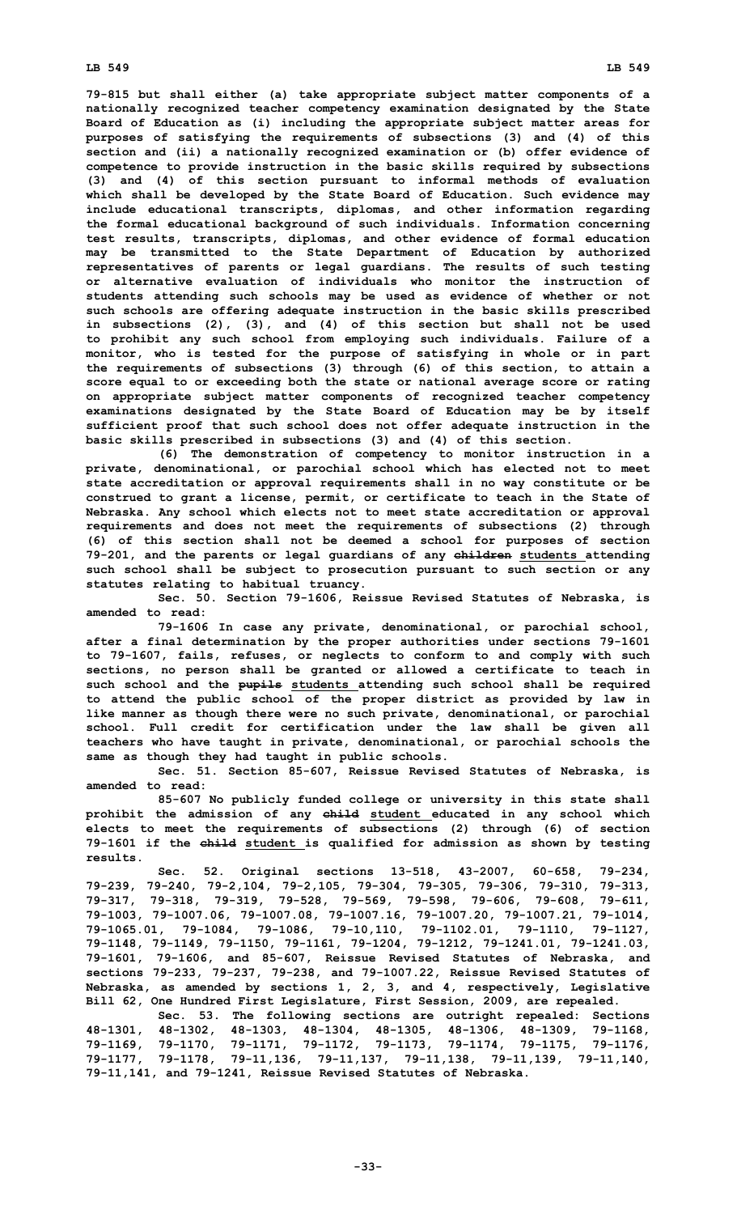79-815 but shall either (a) take appropriate subject matter components of a nationally recognized teacher competency examination designated by the State Board of Education as (i) including the appropriate subject matter areas for purposes of satisfying the requirements of subsections (3) and (4) of this section and (ii) a nationally recognized examination or (b) offer evidence of competence to provide instruction in the basic skills required by subsections (3) and (4) of this section pursuant to informal methods of evaluation which shall be developed by the State Board of Education. Such evidence may include educational transcripts, diplomas, and other information regarding the formal educational background of such individuals. Information concerning test results, transcripts, diplomas, and other evidence of formal education may be transmitted to the State Department of Education by authorized representatives of parents or legal guardians. The results of such testing or alternative evaluation of individuals who monitor the instruction of students attending such schools may be used as evidence of whether or not such schools are offering adequate instruction in the basic skills prescribed in subsections (2), (3), and (4) of this section but shall not be used to prohibit any such school from employing such individuals. Failure of a monitor, who is tested for the purpose of satisfying in whole or in part the requirements of subsections (3) through (6) of this section, to attain a score equal to or exceeding both the state or national average score or rating on appropriate subject matter components of recognized teacher competency examinations designated by the State Board of Education may be by itself sufficient proof that such school does not offer adequate instruction in the basic skills prescribed in subsections (3) and (4) of this section.

(6) The demonstration of competency to monitor instruction in a private, denominational, or parochial school which has elected not to meet state accreditation or approval requirements shall in no way constitute or be construed to grant a license, permit, or certificate to teach in the State of Nebraska. Any school which elects not to meet state accreditation or approval requirements and does not meet the requirements of subsections (2) through (6) of this section shall not be deemed a school for purposes of section 79-201, and the parents or legal guardians of any ~~children~~ students attending such school shall be subject to prosecution pursuant to such section or any statutes relating to habitual truancy.

Sec. 50. Section 79-1606, Reissue Revised Statutes of Nebraska, is amended to read:

79-1606 In case any private, denominational, or parochial school, after a final determination by the proper authorities under sections 79-1601 to 79-1607, fails, refuses, or neglects to conform to and comply with such sections, no person shall be granted or allowed a certificate to teach in such school and the ~~pupils~~ students attending such school shall be required to attend the public school of the proper district as provided by law in like manner as though there were no such private, denominational, or parochial school. Full credit for certification under the law shall be given all teachers who have taught in private, denominational, or parochial schools the same as though they had taught in public schools.

Sec. 51. Section 85-607, Reissue Revised Statutes of Nebraska, is amended to read:

85-607 No publicly funded college or university in this state shall prohibit the admission of any ~~child~~ student educated in any school which elects to meet the requirements of subsections (2) through (6) of section 79-1601 if the ~~child~~ student is qualified for admission as shown by testing results.

Sec. 52. Original sections 13-518, 43-2007, 60-658, 79-234, 79-239, 79-240, 79-2,104, 79-2,105, 79-304, 79-305, 79-306, 79-310, 79-313, 79-317, 79-318, 79-319, 79-528, 79-569, 79-598, 79-606, 79-608, 79-611, 79-1003, 79-1007.06, 79-1007.08, 79-1007.16, 79-1007.20, 79-1007.21, 79-1014, 79-1065.01, 79-1084, 79-1086, 79-10,110, 79-1102.01, 79-1110, 79-1127, 79-1148, 79-1149, 79-1150, 79-1161, 79-1204, 79-1212, 79-1241.01, 79-1241.03, 79-1601, 79-1606, and 85-607, Reissue Revised Statutes of Nebraska, and sections 79-233, 79-237, 79-238, and 79-1007.22, Reissue Revised Statutes of Nebraska, as amended by sections 1, 2, 3, and 4, respectively, Legislative Bill 62, One Hundred First Legislature, First Session, 2009, are repealed.

Sec. 53. The following sections are outright repealed: Sections 48-1301, 48-1302, 48-1303, 48-1304, 48-1305, 48-1306, 48-1309, 79-1168, 79-1169, 79-1170, 79-1171, 79-1172, 79-1173, 79-1174, 79-1175, 79-1176, 79-1177, 79-1178, 79-11,136, 79-11,137, 79-11,138, 79-11,139, 79-11,140, 79-11,141, and 79-1241, Reissue Revised Statutes of Nebraska.